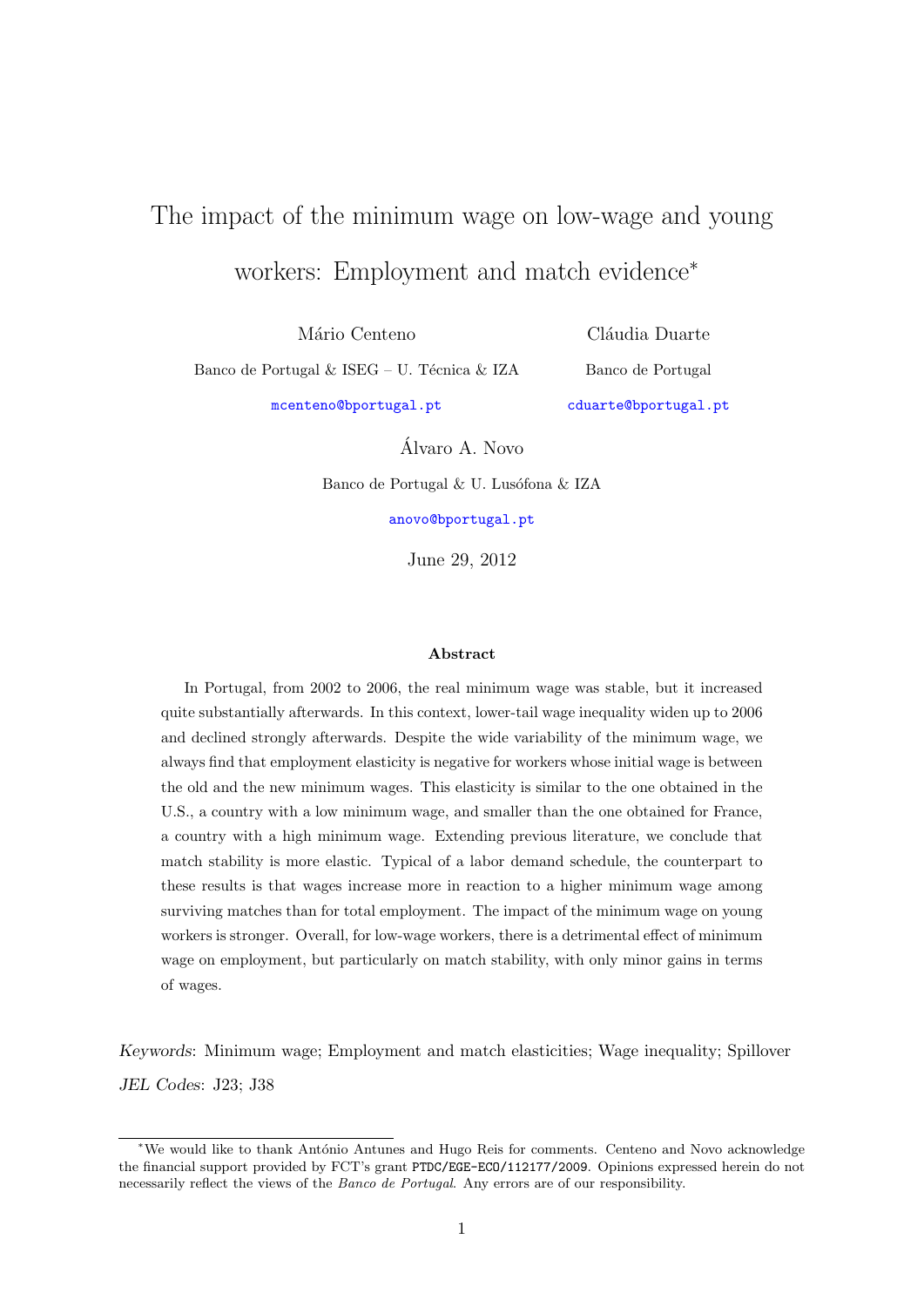# The impact of the minimum wage on low-wage and young workers: Employment and match evidence*

Mário Centeno
Banco de Portugal & ISEG – U. Técnica & IZA
mcenteno@bportugal.pt

Cláudia Duarte
Banco de Portugal
cduarte@bportugal.pt

Álvaro A. Novo
Banco de Portugal & U. Lusófona & IZA
anovo@bportugal.pt

June 29, 2012

### Abstract

In Portugal, from 2002 to 2006, the real minimum wage was stable, but it increased quite substantially afterwards. In this context, lower-tail wage inequality widen up to 2006 and declined strongly afterwards. Despite the wide variability of the minimum wage, we always find that employment elasticity is negative for workers whose initial wage is between the old and the new minimum wages. This elasticity is similar to the one obtained in the U.S., a country with a low minimum wage, and smaller than the one obtained for France, a country with a high minimum wage. Extending previous literature, we conclude that match stability is more elastic. Typical of a labor demand schedule, the counterpart to these results is that wages increase more in reaction to a higher minimum wage among surviving matches than for total employment. The impact of the minimum wage on young workers is stronger. Overall, for low-wage workers, there is a detrimental effect of minimum wage on employment, but particularly on match stability, with only minor gains in terms of wages.

*Keywords*: Minimum wage; Employment and match elasticities; Wage inequality; Spillover
*JEL Codes*: J23; J38

---

*We would like to thank António Antunes and Hugo Reis for comments. Centeno and Novo acknowledge the financial support provided by FCT's grant PTDC/EGE-ECO/112177/2009. Opinions expressed herein do not necessarily reflect the views of the *Banco de Portugal*. Any errors are of our responsibility.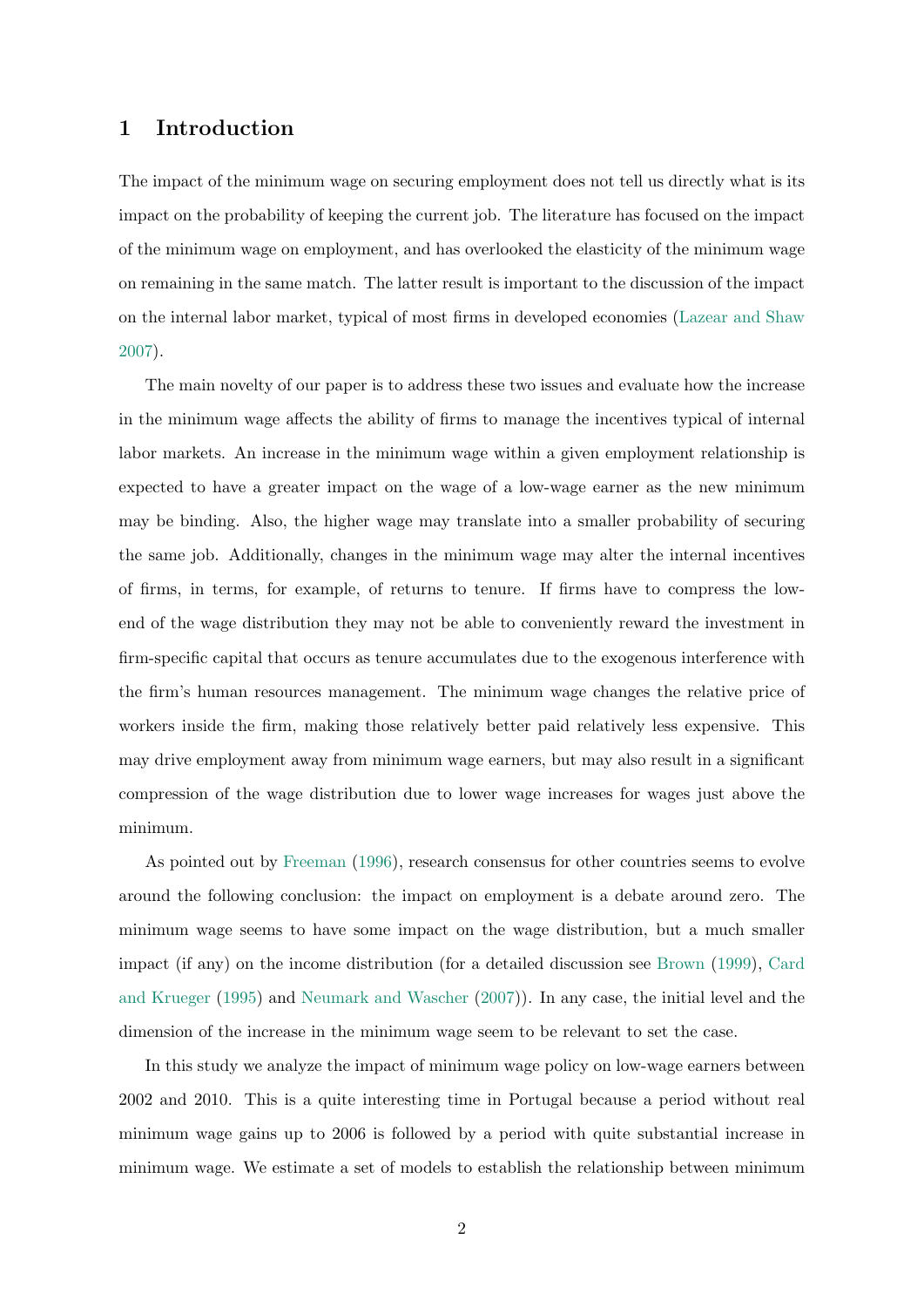## 1 Introduction

The impact of the minimum wage on securing employment does not tell us directly what is its impact on the probability of keeping the current job. The literature has focused on the impact of the minimum wage on employment, and has overlooked the elasticity of the minimum wage on remaining in the same match. The latter result is important to the discussion of the impact on the internal labor market, typical of most firms in developed economies (Lazear and Shaw 2007).

The main novelty of our paper is to address these two issues and evaluate how the increase in the minimum wage affects the ability of firms to manage the incentives typical of internal labor markets. An increase in the minimum wage within a given employment relationship is expected to have a greater impact on the wage of a low-wage earner as the new minimum may be binding. Also, the higher wage may translate into a smaller probability of securing the same job. Additionally, changes in the minimum wage may alter the internal incentives of firms, in terms, for example, of returns to tenure. If firms have to compress the low-end of the wage distribution they may not be able to conveniently reward the investment in firm-specific capital that occurs as tenure accumulates due to the exogenous interference with the firm's human resources management. The minimum wage changes the relative price of workers inside the firm, making those relatively better paid relatively less expensive. This may drive employment away from minimum wage earners, but may also result in a significant compression of the wage distribution due to lower wage increases for wages just above the minimum.

As pointed out by Freeman (1996), research consensus for other countries seems to evolve around the following conclusion: the impact on employment is a debate around zero. The minimum wage seems to have some impact on the wage distribution, but a much smaller impact (if any) on the income distribution (for a detailed discussion see Brown (1999), Card and Krueger (1995) and Neumark and Wascher (2007)). In any case, the initial level and the dimension of the increase in the minimum wage seem to be relevant to set the case.

In this study we analyze the impact of minimum wage policy on low-wage earners between 2002 and 2010. This is a quite interesting time in Portugal because a period without real minimum wage gains up to 2006 is followed by a period with quite substantial increase in minimum wage. We estimate a set of models to establish the relationship between minimum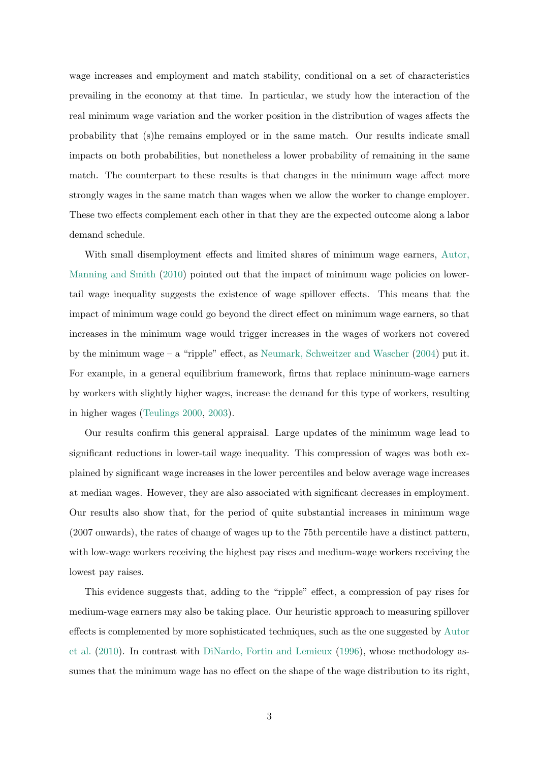wage increases and employment and match stability, conditional on a set of characteristics prevailing in the economy at that time. In particular, we study how the interaction of the real minimum wage variation and the worker position in the distribution of wages affects the probability that (s)he remains employed or in the same match. Our results indicate small impacts on both probabilities, but nonetheless a lower probability of remaining in the same match. The counterpart to these results is that changes in the minimum wage affect more strongly wages in the same match than wages when we allow the worker to change employer. These two effects complement each other in that they are the expected outcome along a labor demand schedule.

With small disemployment effects and limited shares of minimum wage earners, Autor, Manning and Smith (2010) pointed out that the impact of minimum wage policies on lower-tail wage inequality suggests the existence of wage spillover effects. This means that the impact of minimum wage could go beyond the direct effect on minimum wage earners, so that increases in the minimum wage would trigger increases in the wages of workers not covered by the minimum wage – a "ripple" effect, as Neumark, Schweitzer and Wascher (2004) put it. For example, in a general equilibrium framework, firms that replace minimum-wage earners by workers with slightly higher wages, increase the demand for this type of workers, resulting in higher wages (Teulings 2000, 2003).

Our results confirm this general appraisal. Large updates of the minimum wage lead to significant reductions in lower-tail wage inequality. This compression of wages was both explained by significant wage increases in the lower percentiles and below average wage increases at median wages. However, they are also associated with significant decreases in employment. Our results also show that, for the period of quite substantial increases in minimum wage (2007 onwards), the rates of change of wages up to the 75th percentile have a distinct pattern, with low-wage workers receiving the highest pay rises and medium-wage workers receiving the lowest pay raises.

This evidence suggests that, adding to the "ripple" effect, a compression of pay rises for medium-wage earners may also be taking place. Our heuristic approach to measuring spillover effects is complemented by more sophisticated techniques, such as the one suggested by Autor et al. (2010). In contrast with DiNardo, Fortin and Lemieux (1996), whose methodology assumes that the minimum wage has no effect on the shape of the wage distribution to its right,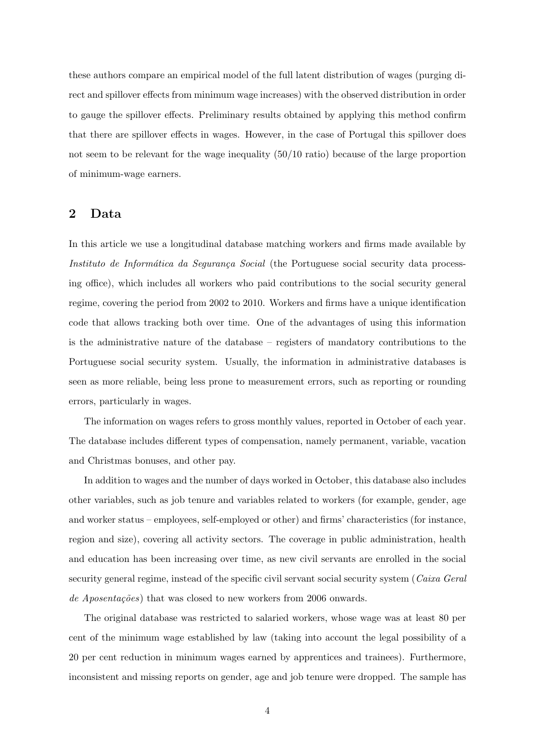these authors compare an empirical model of the full latent distribution of wages (purging direct and spillover effects from minimum wage increases) with the observed distribution in order to gauge the spillover effects. Preliminary results obtained by applying this method confirm that there are spillover effects in wages. However, in the case of Portugal this spillover does not seem to be relevant for the wage inequality (50/10 ratio) because of the large proportion of minimum-wage earners.

## 2 Data

In this article we use a longitudinal database matching workers and firms made available by *Instituto de Informática da Segurança Social* (the Portuguese social security data processing office), which includes all workers who paid contributions to the social security general regime, covering the period from 2002 to 2010. Workers and firms have a unique identification code that allows tracking both over time. One of the advantages of using this information is the administrative nature of the database – registers of mandatory contributions to the Portuguese social security system. Usually, the information in administrative databases is seen as more reliable, being less prone to measurement errors, such as reporting or rounding errors, particularly in wages.

The information on wages refers to gross monthly values, reported in October of each year. The database includes different types of compensation, namely permanent, variable, vacation and Christmas bonuses, and other pay.

In addition to wages and the number of days worked in October, this database also includes other variables, such as job tenure and variables related to workers (for example, gender, age and worker status – employees, self-employed or other) and firms' characteristics (for instance, region and size), covering all activity sectors. The coverage in public administration, health and education has been increasing over time, as new civil servants are enrolled in the social security general regime, instead of the specific civil servant social security system (*Caixa Geral de Aposentações*) that was closed to new workers from 2006 onwards.

The original database was restricted to salaried workers, whose wage was at least 80 per cent of the minimum wage established by law (taking into account the legal possibility of a 20 per cent reduction in minimum wages earned by apprentices and trainees). Furthermore, inconsistent and missing reports on gender, age and job tenure were dropped. The sample has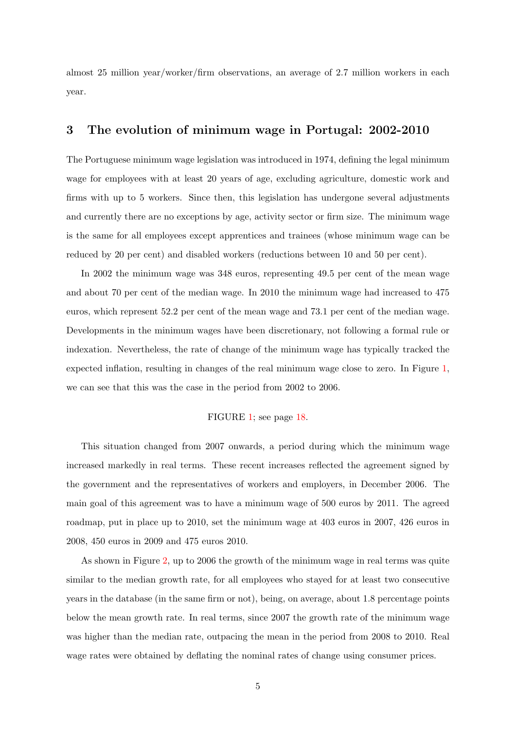almost 25 million year/worker/firm observations, an average of 2.7 million workers in each year.

## 3 The evolution of minimum wage in Portugal: 2002-2010

The Portuguese minimum wage legislation was introduced in 1974, defining the legal minimum wage for employees with at least 20 years of age, excluding agriculture, domestic work and firms with up to 5 workers. Since then, this legislation has undergone several adjustments and currently there are no exceptions by age, activity sector or firm size. The minimum wage is the same for all employees except apprentices and trainees (whose minimum wage can be reduced by 20 per cent) and disabled workers (reductions between 10 and 50 per cent).

In 2002 the minimum wage was 348 euros, representing 49.5 per cent of the mean wage and about 70 per cent of the median wage. In 2010 the minimum wage had increased to 475 euros, which represent 52.2 per cent of the mean wage and 73.1 per cent of the median wage. Developments in the minimum wages have been discretionary, not following a formal rule or indexation. Nevertheless, the rate of change of the minimum wage has typically tracked the expected inflation, resulting in changes of the real minimum wage close to zero. In Figure 1, we can see that this was the case in the period from 2002 to 2006.

FIGURE 1; see page 18.

This situation changed from 2007 onwards, a period during which the minimum wage increased markedly in real terms. These recent increases reflected the agreement signed by the government and the representatives of workers and employers, in December 2006. The main goal of this agreement was to have a minimum wage of 500 euros by 2011. The agreed roadmap, put in place up to 2010, set the minimum wage at 403 euros in 2007, 426 euros in 2008, 450 euros in 2009 and 475 euros 2010.

As shown in Figure 2, up to 2006 the growth of the minimum wage in real terms was quite similar to the median growth rate, for all employees who stayed for at least two consecutive years in the database (in the same firm or not), being, on average, about 1.8 percentage points below the mean growth rate. In real terms, since 2007 the growth rate of the minimum wage was higher than the median rate, outpacing the mean in the period from 2008 to 2010. Real wage rates were obtained by deflating the nominal rates of change using consumer prices.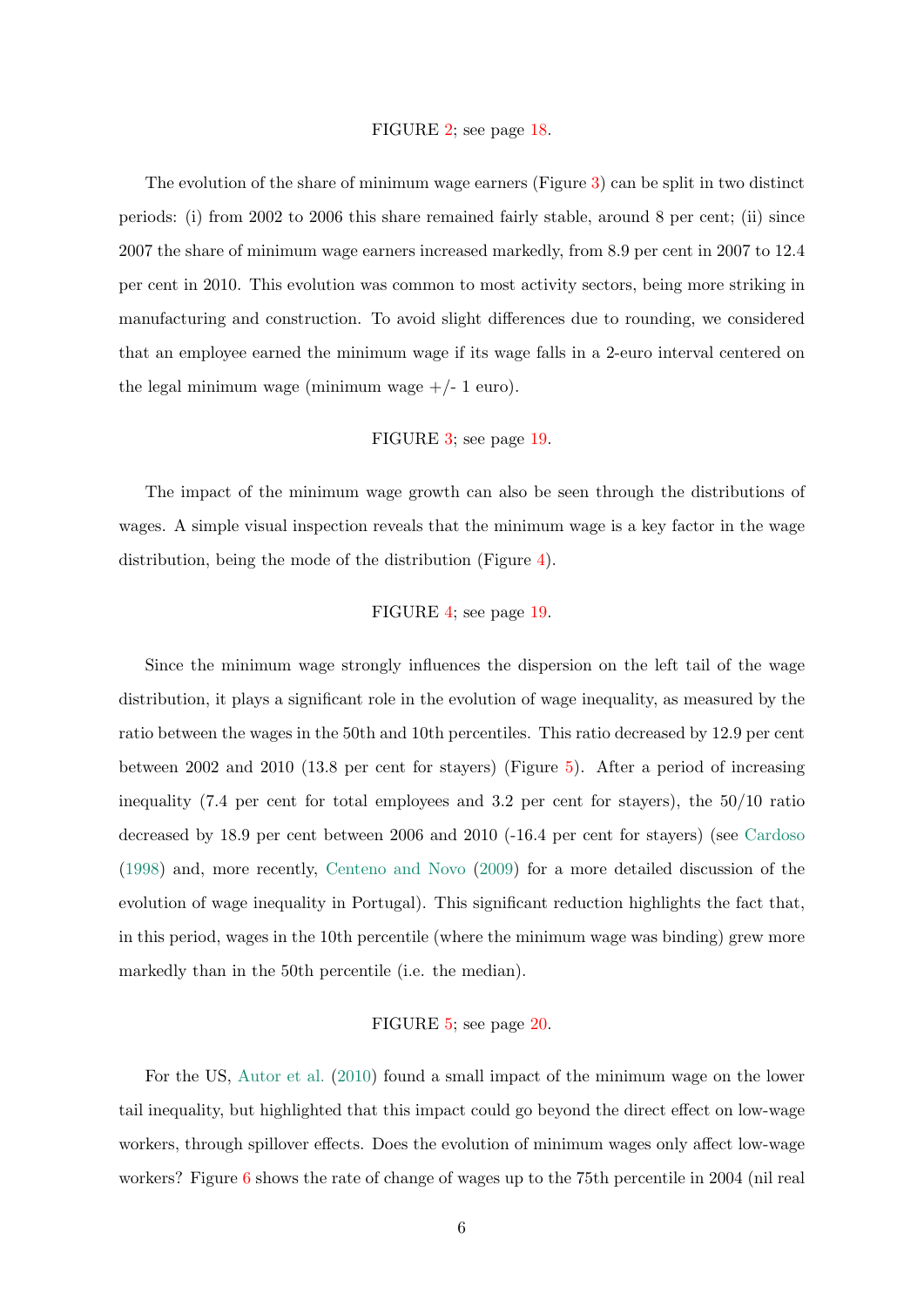FIGURE 2; see page 18.

The evolution of the share of minimum wage earners (Figure 3) can be split in two distinct periods: (i) from 2002 to 2006 this share remained fairly stable, around 8 per cent; (ii) since 2007 the share of minimum wage earners increased markedly, from 8.9 per cent in 2007 to 12.4 per cent in 2010. This evolution was common to most activity sectors, being more striking in manufacturing and construction. To avoid slight differences due to rounding, we considered that an employee earned the minimum wage if its wage falls in a 2-euro interval centered on the legal minimum wage (minimum wage +/- 1 euro).

FIGURE 3; see page 19.

The impact of the minimum wage growth can also be seen through the distributions of wages. A simple visual inspection reveals that the minimum wage is a key factor in the wage distribution, being the mode of the distribution (Figure 4).

FIGURE 4; see page 19.

Since the minimum wage strongly influences the dispersion on the left tail of the wage distribution, it plays a significant role in the evolution of wage inequality, as measured by the ratio between the wages in the 50th and 10th percentiles. This ratio decreased by 12.9 per cent between 2002 and 2010 (13.8 per cent for stayers) (Figure 5). After a period of increasing inequality (7.4 per cent for total employees and 3.2 per cent for stayers), the 50/10 ratio decreased by 18.9 per cent between 2006 and 2010 (-16.4 per cent for stayers) (see Cardoso (1998) and, more recently, Centeno and Novo (2009) for a more detailed discussion of the evolution of wage inequality in Portugal). This significant reduction highlights the fact that, in this period, wages in the 10th percentile (where the minimum wage was binding) grew more markedly than in the 50th percentile (i.e. the median).

FIGURE 5; see page 20.

For the US, Autor et al. (2010) found a small impact of the minimum wage on the lower tail inequality, but highlighted that this impact could go beyond the direct effect on low-wage workers, through spillover effects. Does the evolution of minimum wages only affect low-wage workers? Figure 6 shows the rate of change of wages up to the 75th percentile in 2004 (nil real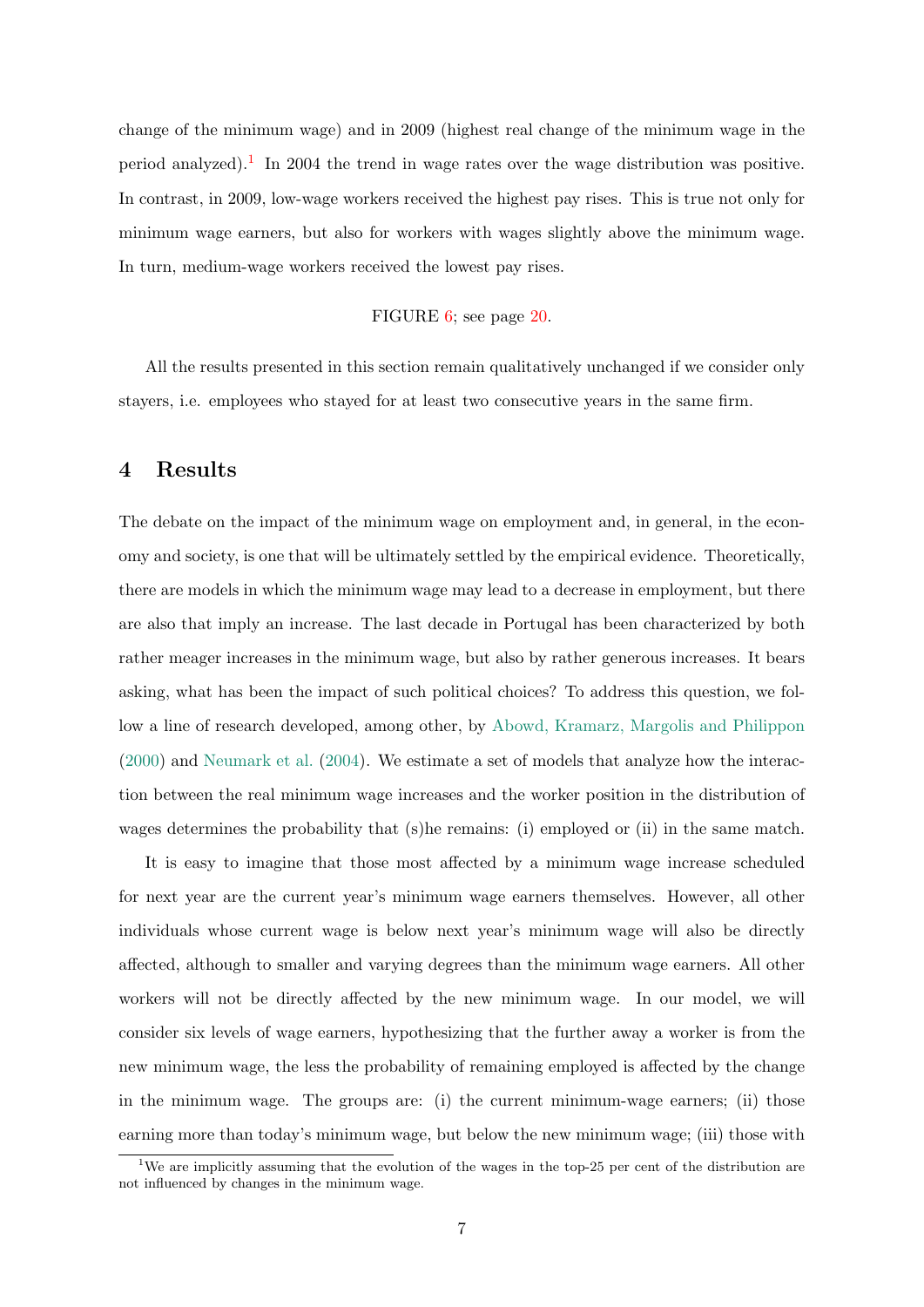change of the minimum wage) and in 2009 (highest real change of the minimum wage in the period analyzed).[1] In 2004 the trend in wage rates over the wage distribution was positive. In contrast, in 2009, low-wage workers received the highest pay rises. This is true not only for minimum wage earners, but also for workers with wages slightly above the minimum wage. In turn, medium-wage workers received the lowest pay rises.

FIGURE 6; see page 20.

All the results presented in this section remain qualitatively unchanged if we consider only stayers, i.e. employees who stayed for at least two consecutive years in the same firm.

# 4 Results

The debate on the impact of the minimum wage on employment and, in general, in the economy and society, is one that will be ultimately settled by the empirical evidence. Theoretically, there are models in which the minimum wage may lead to a decrease in employment, but there are also that imply an increase. The last decade in Portugal has been characterized by both rather meager increases in the minimum wage, but also by rather generous increases. It bears asking, what has been the impact of such political choices? To address this question, we follow a line of research developed, among other, by Abowd, Kramarz, Margolis and Philippon (2000) and Neumark et al. (2004). We estimate a set of models that analyze how the interaction between the real minimum wage increases and the worker position in the distribution of wages determines the probability that (s)he remains: (i) employed or (ii) in the same match.

It is easy to imagine that those most affected by a minimum wage increase scheduled for next year are the current year's minimum wage earners themselves. However, all other individuals whose current wage is below next year's minimum wage will also be directly affected, although to smaller and varying degrees than the minimum wage earners. All other workers will not be directly affected by the new minimum wage. In our model, we will consider six levels of wage earners, hypothesizing that the further away a worker is from the new minimum wage, the less the probability of remaining employed is affected by the change in the minimum wage. The groups are: (i) the current minimum-wage earners; (ii) those earning more than today's minimum wage, but below the new minimum wage; (iii) those with

[1] We are implicitly assuming that the evolution of the wages in the top-25 per cent of the distribution are not influenced by changes in the minimum wage.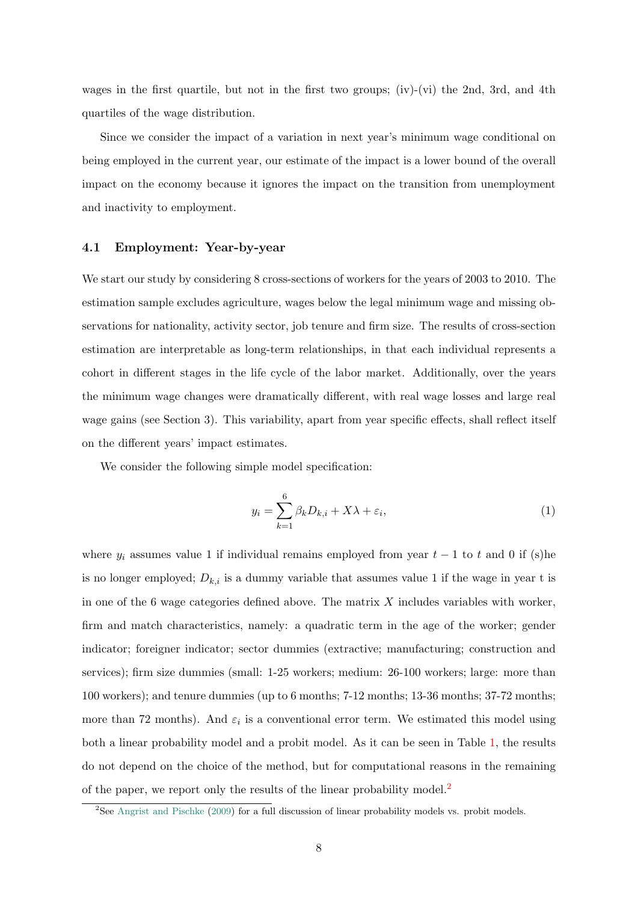wages in the first quartile, but not in the first two groups; (iv)-(vi) the 2nd, 3rd, and 4th quartiles of the wage distribution.

Since we consider the impact of a variation in next year's minimum wage conditional on being employed in the current year, our estimate of the impact is a lower bound of the overall impact on the economy because it ignores the impact on the transition from unemployment and inactivity to employment.

### 4.1 Employment: Year-by-year

We start our study by considering 8 cross-sections of workers for the years of 2003 to 2010. The estimation sample excludes agriculture, wages below the legal minimum wage and missing observations for nationality, activity sector, job tenure and firm size. The results of cross-section estimation are interpretable as long-term relationships, in that each individual represents a cohort in different stages in the life cycle of the labor market. Additionally, over the years the minimum wage changes were dramatically different, with real wage losses and large real wage gains (see Section 3). This variability, apart from year specific effects, shall reflect itself on the different years' impact estimates.

We consider the following simple model specification:

$$y_i = \sum_{k=1}^{6} \beta_k D_{k,i} + X\lambda + \varepsilon_i, \tag{1}$$

where $y_i$ assumes value 1 if individual remains employed from year $t-1$ to $t$ and 0 if (s)he is no longer employed; $D_{k,i}$ is a dummy variable that assumes value 1 if the wage in year t is in one of the 6 wage categories defined above. The matrix $X$ includes variables with worker, firm and match characteristics, namely: a quadratic term in the age of the worker; gender indicator; foreigner indicator; sector dummies (extractive; manufacturing; construction and services); firm size dummies (small: 1-25 workers; medium: 26-100 workers; large: more than 100 workers); and tenure dummies (up to 6 months; 7-12 months; 13-36 months; 37-72 months; more than 72 months). And $\varepsilon_i$ is a conventional error term. We estimated this model using both a linear probability model and a probit model. As it can be seen in Table 1, the results do not depend on the choice of the method, but for computational reasons in the remaining of the paper, we report only the results of the linear probability model.[2]

[2]See Angrist and Pischke (2009) for a full discussion of linear probability models vs. probit models.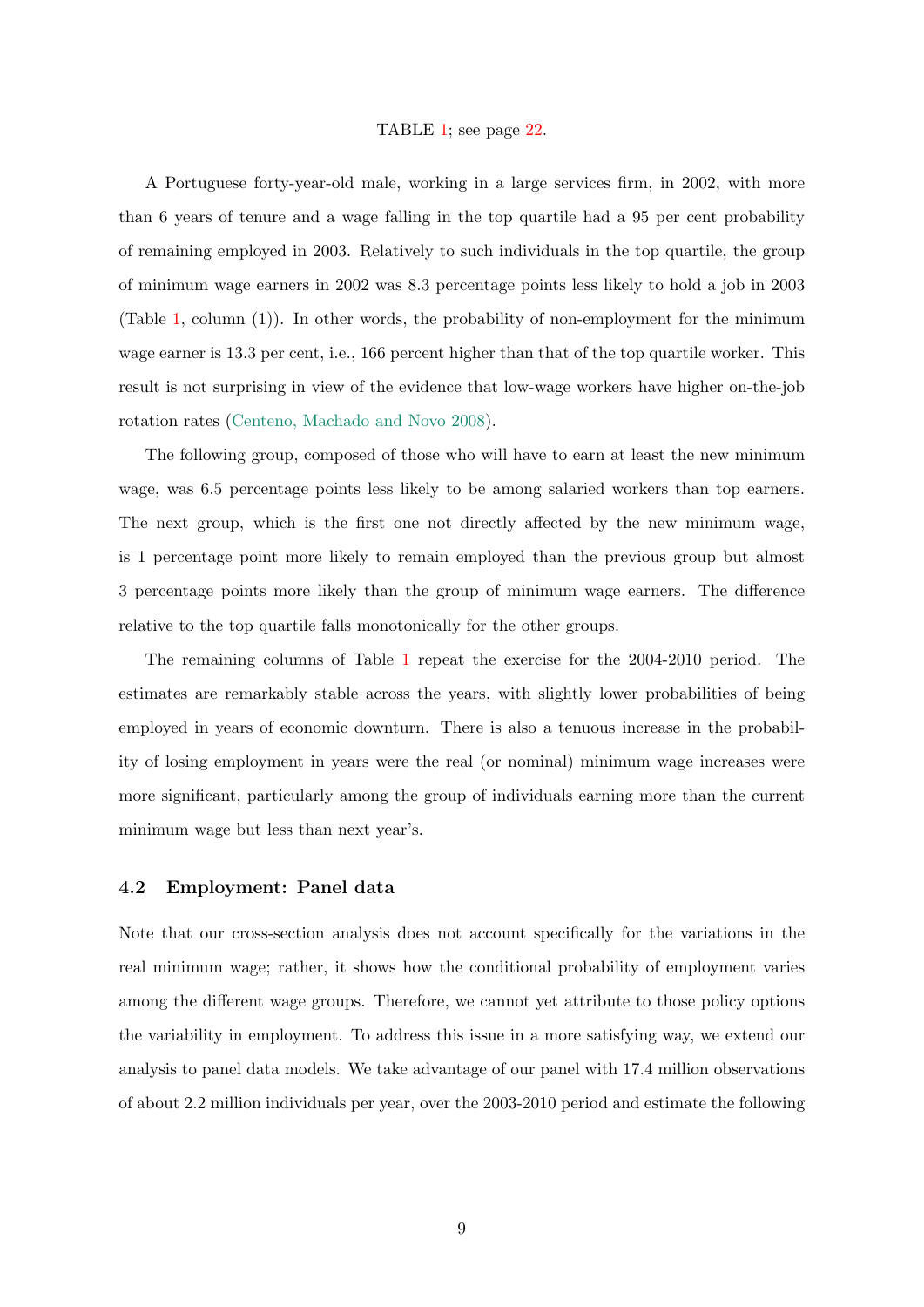TABLE 1; see page 22.

A Portuguese forty-year-old male, working in a large services firm, in 2002, with more than 6 years of tenure and a wage falling in the top quartile had a 95 per cent probability of remaining employed in 2003. Relatively to such individuals in the top quartile, the group of minimum wage earners in 2002 was 8.3 percentage points less likely to hold a job in 2003 (Table 1, column (1)). In other words, the probability of non-employment for the minimum wage earner is 13.3 per cent, i.e., 166 percent higher than that of the top quartile worker. This result is not surprising in view of the evidence that low-wage workers have higher on-the-job rotation rates (Centeno, Machado and Novo 2008).

The following group, composed of those who will have to earn at least the new minimum wage, was 6.5 percentage points less likely to be among salaried workers than top earners. The next group, which is the first one not directly affected by the new minimum wage, is 1 percentage point more likely to remain employed than the previous group but almost 3 percentage points more likely than the group of minimum wage earners. The difference relative to the top quartile falls monotonically for the other groups.

The remaining columns of Table 1 repeat the exercise for the 2004-2010 period. The estimates are remarkably stable across the years, with slightly lower probabilities of being employed in years of economic downturn. There is also a tenuous increase in the probability of losing employment in years were the real (or nominal) minimum wage increases were more significant, particularly among the group of individuals earning more than the current minimum wage but less than next year's.

### 4.2 Employment: Panel data

Note that our cross-section analysis does not account specifically for the variations in the real minimum wage; rather, it shows how the conditional probability of employment varies among the different wage groups. Therefore, we cannot yet attribute to those policy options the variability in employment. To address this issue in a more satisfying way, we extend our analysis to panel data models. We take advantage of our panel with 17.4 million observations of about 2.2 million individuals per year, over the 2003-2010 period and estimate the following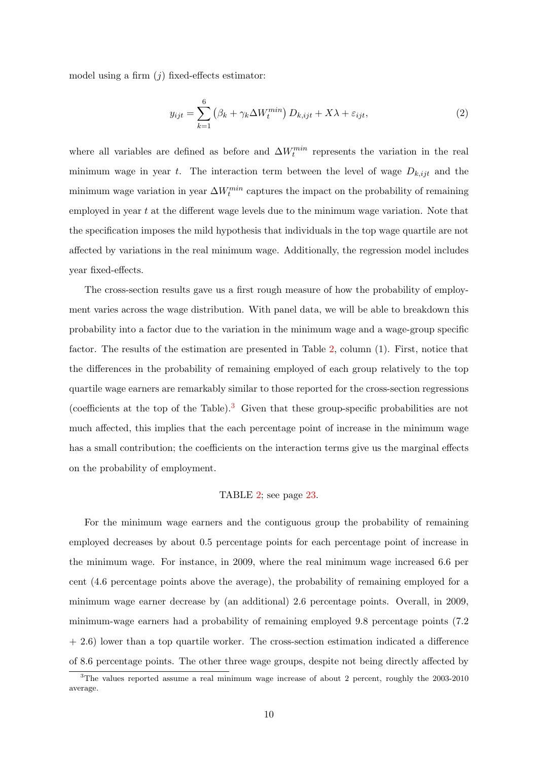model using a firm ($j$) fixed-effects estimator:

$$y_{ijt} = \sum_{k=1}^{6} \left(\beta_k + \gamma_k \Delta W_t^{min}\right) D_{k,ijt} + X\lambda + \varepsilon_{ijt}, \tag{2}$$

where all variables are defined as before and $\Delta W_t^{min}$ represents the variation in the real minimum wage in year $t$. The interaction term between the level of wage $D_{k,ijt}$ and the minimum wage variation in year $\Delta W_t^{min}$ captures the impact on the probability of remaining employed in year $t$ at the different wage levels due to the minimum wage variation. Note that the specification imposes the mild hypothesis that individuals in the top wage quartile are not affected by variations in the real minimum wage. Additionally, the regression model includes year fixed-effects.

The cross-section results gave us a first rough measure of how the probability of employment varies across the wage distribution. With panel data, we will be able to breakdown this probability into a factor due to the variation in the minimum wage and a wage-group specific factor. The results of the estimation are presented in Table 2, column (1). First, notice that the differences in the probability of remaining employed of each group relatively to the top quartile wage earners are remarkably similar to those reported for the cross-section regressions (coefficients at the top of the Table).[3] Given that these group-specific probabilities are not much affected, this implies that the each percentage point of increase in the minimum wage has a small contribution; the coefficients on the interaction terms give us the marginal effects on the probability of employment.

TABLE 2; see page 23.

For the minimum wage earners and the contiguous group the probability of remaining employed decreases by about 0.5 percentage points for each percentage point of increase in the minimum wage. For instance, in 2009, where the real minimum wage increased 6.6 per cent (4.6 percentage points above the average), the probability of remaining employed for a minimum wage earner decrease by (an additional) 2.6 percentage points. Overall, in 2009, minimum-wage earners had a probability of remaining employed 9.8 percentage points (7.2 + 2.6) lower than a top quartile worker. The cross-section estimation indicated a difference of 8.6 percentage points. The other three wage groups, despite not being directly affected by

[3] The values reported assume a real minimum wage increase of about 2 percent, roughly the 2003-2010 average.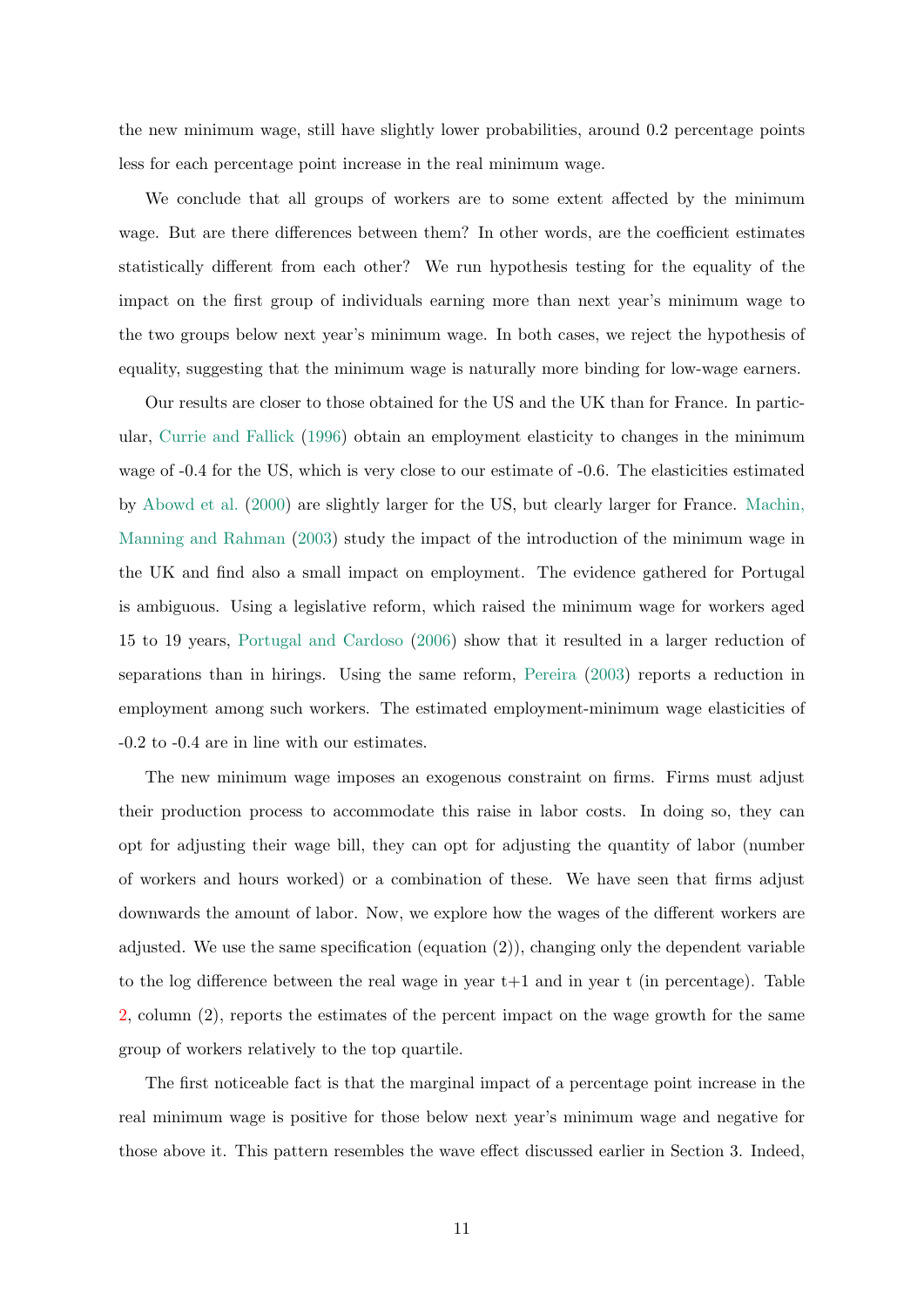the new minimum wage, still have slightly lower probabilities, around 0.2 percentage points less for each percentage point increase in the real minimum wage.

We conclude that all groups of workers are to some extent affected by the minimum wage. But are there differences between them? In other words, are the coefficient estimates statistically different from each other? We run hypothesis testing for the equality of the impact on the first group of individuals earning more than next year's minimum wage to the two groups below next year's minimum wage. In both cases, we reject the hypothesis of equality, suggesting that the minimum wage is naturally more binding for low-wage earners.

Our results are closer to those obtained for the US and the UK than for France. In particular, Currie and Fallick (1996) obtain an employment elasticity to changes in the minimum wage of -0.4 for the US, which is very close to our estimate of -0.6. The elasticities estimated by Abowd et al. (2000) are slightly larger for the US, but clearly larger for France. Machin, Manning and Rahman (2003) study the impact of the introduction of the minimum wage in the UK and find also a small impact on employment. The evidence gathered for Portugal is ambiguous. Using a legislative reform, which raised the minimum wage for workers aged 15 to 19 years, Portugal and Cardoso (2006) show that it resulted in a larger reduction of separations than in hirings. Using the same reform, Pereira (2003) reports a reduction in employment among such workers. The estimated employment-minimum wage elasticities of -0.2 to -0.4 are in line with our estimates.

The new minimum wage imposes an exogenous constraint on firms. Firms must adjust their production process to accommodate this raise in labor costs. In doing so, they can opt for adjusting their wage bill, they can opt for adjusting the quantity of labor (number of workers and hours worked) or a combination of these. We have seen that firms adjust downwards the amount of labor. Now, we explore how the wages of the different workers are adjusted. We use the same specification (equation (2)), changing only the dependent variable to the log difference between the real wage in year t+1 and in year t (in percentage). Table 2, column (2), reports the estimates of the percent impact on the wage growth for the same group of workers relatively to the top quartile.

The first noticeable fact is that the marginal impact of a percentage point increase in the real minimum wage is positive for those below next year's minimum wage and negative for those above it. This pattern resembles the wave effect discussed earlier in Section 3. Indeed,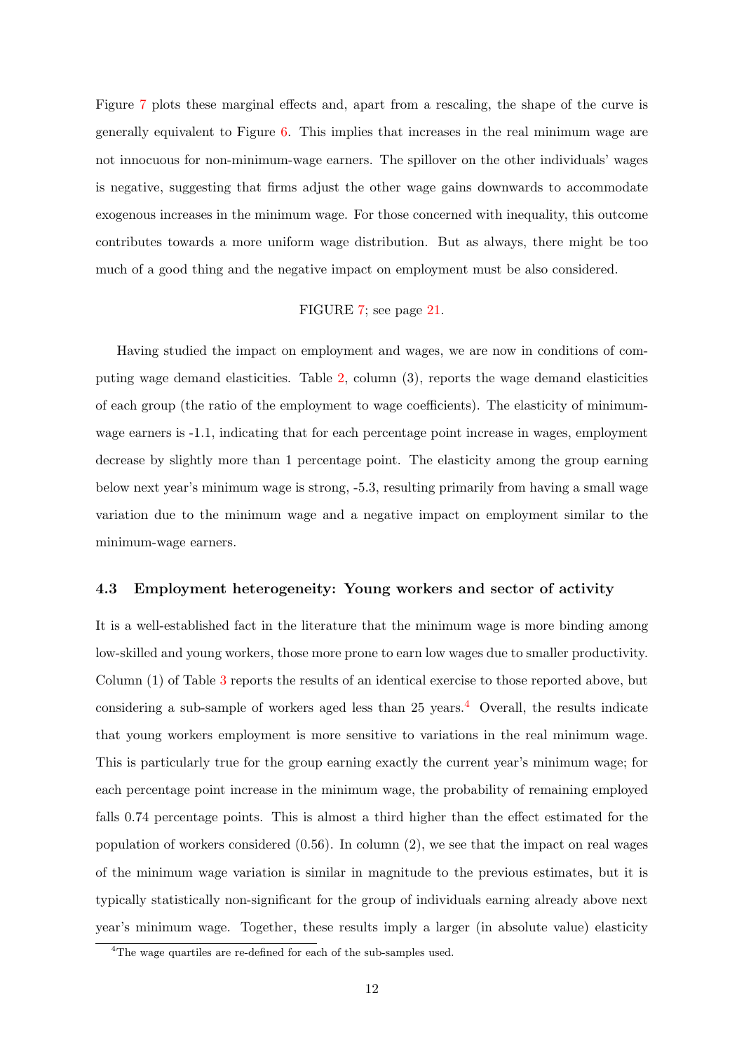Figure 7 plots these marginal effects and, apart from a rescaling, the shape of the curve is generally equivalent to Figure 6. This implies that increases in the real minimum wage are not innocuous for non-minimum-wage earners. The spillover on the other individuals' wages is negative, suggesting that firms adjust the other wage gains downwards to accommodate exogenous increases in the minimum wage. For those concerned with inequality, this outcome contributes towards a more uniform wage distribution. But as always, there might be too much of a good thing and the negative impact on employment must be also considered.

FIGURE 7; see page 21.

Having studied the impact on employment and wages, we are now in conditions of computing wage demand elasticities. Table 2, column (3), reports the wage demand elasticities of each group (the ratio of the employment to wage coefficients). The elasticity of minimum-wage earners is -1.1, indicating that for each percentage point increase in wages, employment decrease by slightly more than 1 percentage point. The elasticity among the group earning below next year's minimum wage is strong, -5.3, resulting primarily from having a small wage variation due to the minimum wage and a negative impact on employment similar to the minimum-wage earners.

### 4.3 Employment heterogeneity: Young workers and sector of activity

It is a well-established fact in the literature that the minimum wage is more binding among low-skilled and young workers, those more prone to earn low wages due to smaller productivity. Column (1) of Table 3 reports the results of an identical exercise to those reported above, but considering a sub-sample of workers aged less than 25 years.[4] Overall, the results indicate that young workers employment is more sensitive to variations in the real minimum wage. This is particularly true for the group earning exactly the current year's minimum wage; for each percentage point increase in the minimum wage, the probability of remaining employed falls 0.74 percentage points. This is almost a third higher than the effect estimated for the population of workers considered (0.56). In column (2), we see that the impact on real wages of the minimum wage variation is similar in magnitude to the previous estimates, but it is typically statistically non-significant for the group of individuals earning already above next year's minimum wage. Together, these results imply a larger (in absolute value) elasticity

[4] The wage quartiles are re-defined for each of the sub-samples used.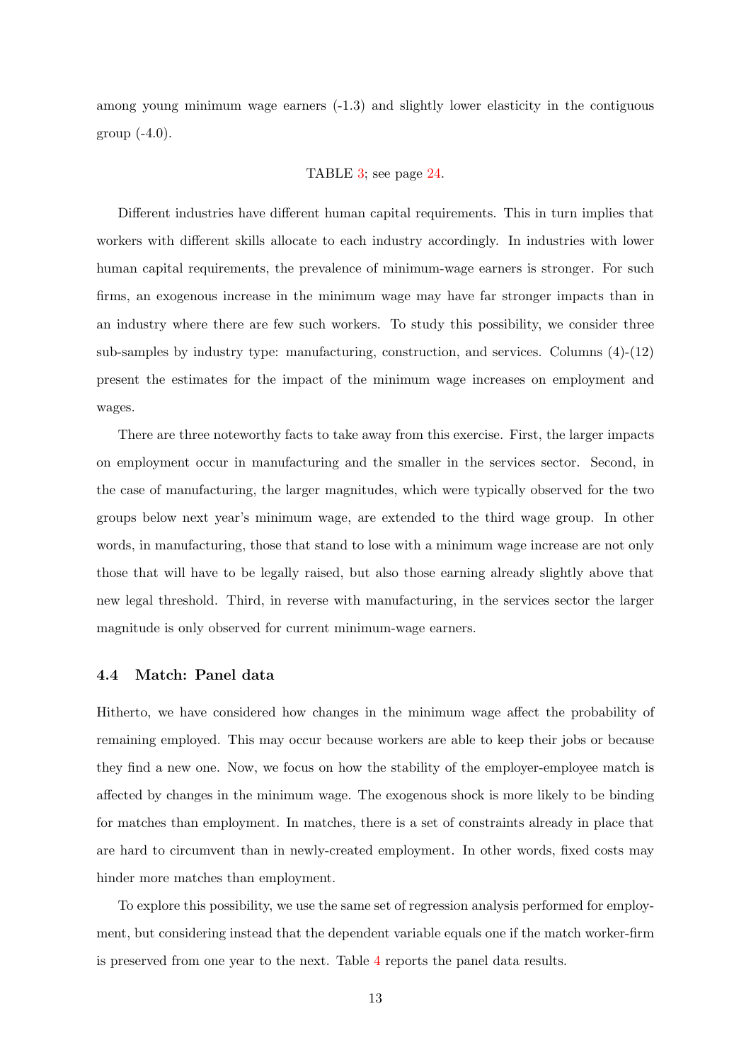among young minimum wage earners (-1.3) and slightly lower elasticity in the contiguous group (-4.0).

TABLE 3; see page 24.

Different industries have different human capital requirements. This in turn implies that workers with different skills allocate to each industry accordingly. In industries with lower human capital requirements, the prevalence of minimum-wage earners is stronger. For such firms, an exogenous increase in the minimum wage may have far stronger impacts than in an industry where there are few such workers. To study this possibility, we consider three sub-samples by industry type: manufacturing, construction, and services. Columns (4)-(12) present the estimates for the impact of the minimum wage increases on employment and wages.

There are three noteworthy facts to take away from this exercise. First, the larger impacts on employment occur in manufacturing and the smaller in the services sector. Second, in the case of manufacturing, the larger magnitudes, which were typically observed for the two groups below next year's minimum wage, are extended to the third wage group. In other words, in manufacturing, those that stand to lose with a minimum wage increase are not only those that will have to be legally raised, but also those earning already slightly above that new legal threshold. Third, in reverse with manufacturing, in the services sector the larger magnitude is only observed for current minimum-wage earners.

### 4.4 Match: Panel data

Hitherto, we have considered how changes in the minimum wage affect the probability of remaining employed. This may occur because workers are able to keep their jobs or because they find a new one. Now, we focus on how the stability of the employer-employee match is affected by changes in the minimum wage. The exogenous shock is more likely to be binding for matches than employment. In matches, there is a set of constraints already in place that are hard to circumvent than in newly-created employment. In other words, fixed costs may hinder more matches than employment.

To explore this possibility, we use the same set of regression analysis performed for employment, but considering instead that the dependent variable equals one if the match worker-firm is preserved from one year to the next. Table 4 reports the panel data results.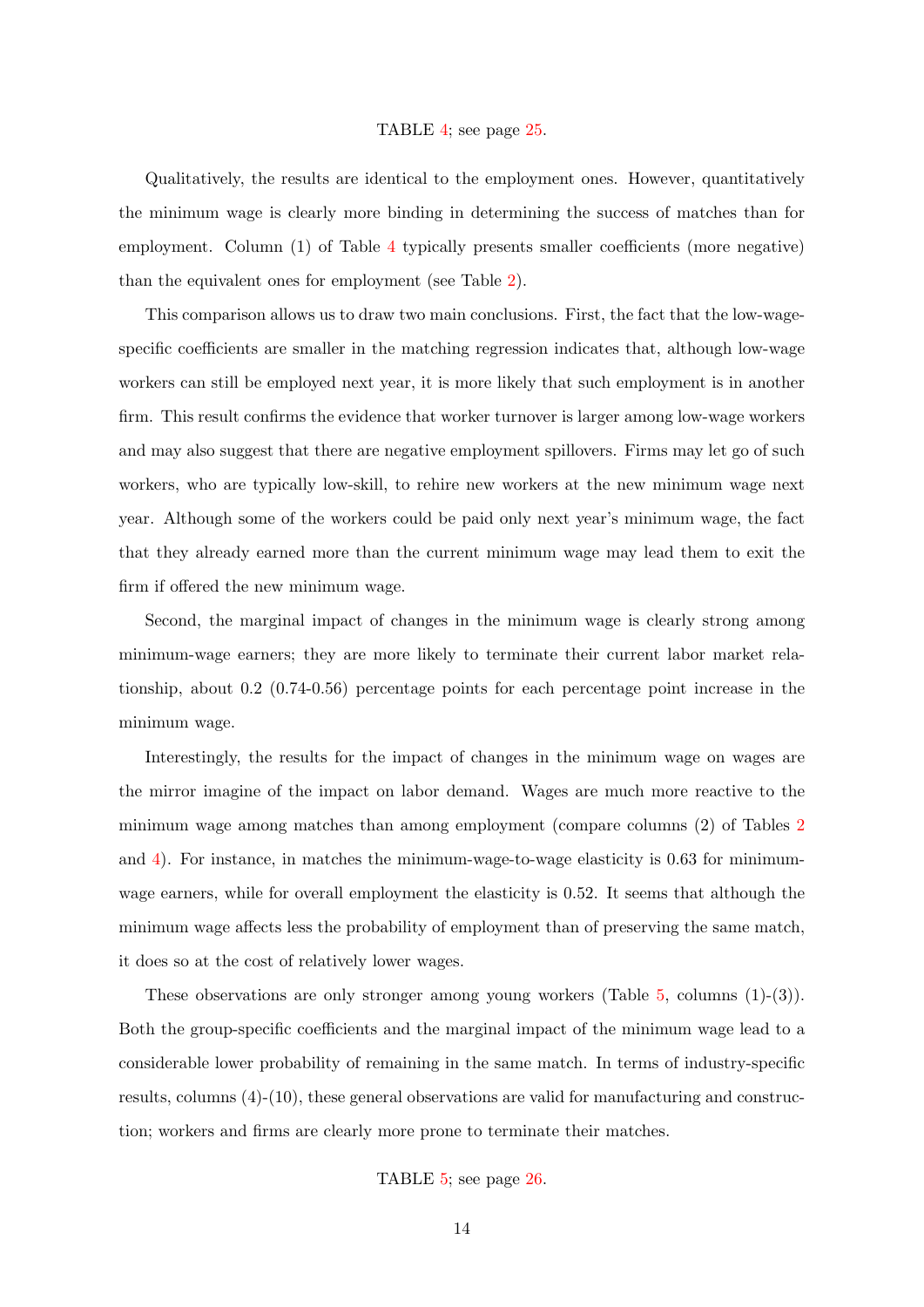TABLE 4; see page 25.

Qualitatively, the results are identical to the employment ones. However, quantitatively the minimum wage is clearly more binding in determining the success of matches than for employment. Column (1) of Table 4 typically presents smaller coefficients (more negative) than the equivalent ones for employment (see Table 2).

This comparison allows us to draw two main conclusions. First, the fact that the low-wage-specific coefficients are smaller in the matching regression indicates that, although low-wage workers can still be employed next year, it is more likely that such employment is in another firm. This result confirms the evidence that worker turnover is larger among low-wage workers and may also suggest that there are negative employment spillovers. Firms may let go of such workers, who are typically low-skill, to rehire new workers at the new minimum wage next year. Although some of the workers could be paid only next year's minimum wage, the fact that they already earned more than the current minimum wage may lead them to exit the firm if offered the new minimum wage.

Second, the marginal impact of changes in the minimum wage is clearly strong among minimum-wage earners; they are more likely to terminate their current labor market relationship, about 0.2 (0.74-0.56) percentage points for each percentage point increase in the minimum wage.

Interestingly, the results for the impact of changes in the minimum wage on wages are the mirror imagine of the impact on labor demand. Wages are much more reactive to the minimum wage among matches than among employment (compare columns (2) of Tables 2 and 4). For instance, in matches the minimum-wage-to-wage elasticity is 0.63 for minimum-wage earners, while for overall employment the elasticity is 0.52. It seems that although the minimum wage affects less the probability of employment than of preserving the same match, it does so at the cost of relatively lower wages.

These observations are only stronger among young workers (Table 5, columns (1)-(3)). Both the group-specific coefficients and the marginal impact of the minimum wage lead to a considerable lower probability of remaining in the same match. In terms of industry-specific results, columns (4)-(10), these general observations are valid for manufacturing and construction; workers and firms are clearly more prone to terminate their matches.

TABLE 5; see page 26.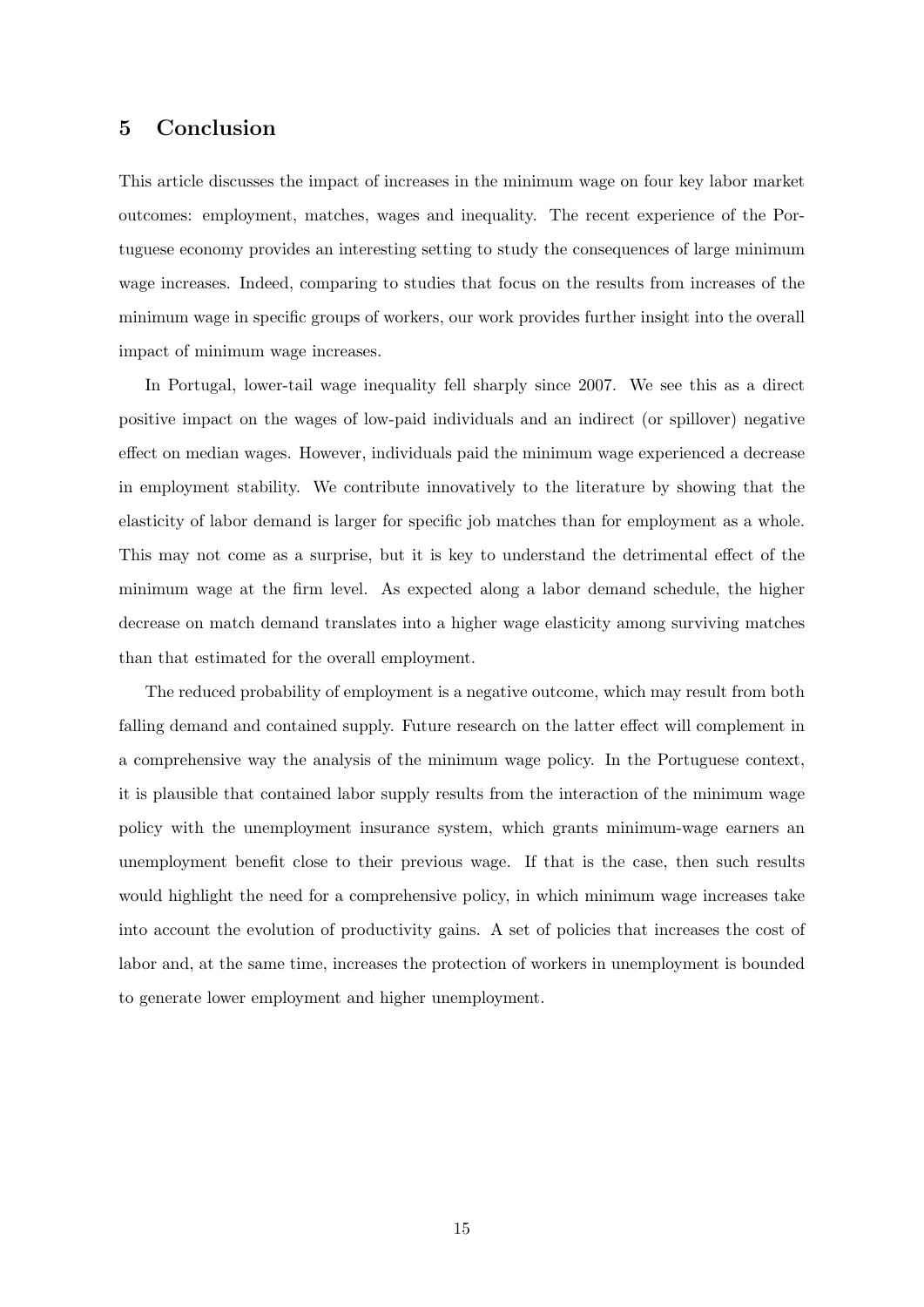## 5 Conclusion

This article discusses the impact of increases in the minimum wage on four key labor market outcomes: employment, matches, wages and inequality. The recent experience of the Portuguese economy provides an interesting setting to study the consequences of large minimum wage increases. Indeed, comparing to studies that focus on the results from increases of the minimum wage in specific groups of workers, our work provides further insight into the overall impact of minimum wage increases.

In Portugal, lower-tail wage inequality fell sharply since 2007. We see this as a direct positive impact on the wages of low-paid individuals and an indirect (or spillover) negative effect on median wages. However, individuals paid the minimum wage experienced a decrease in employment stability. We contribute innovatively to the literature by showing that the elasticity of labor demand is larger for specific job matches than for employment as a whole. This may not come as a surprise, but it is key to understand the detrimental effect of the minimum wage at the firm level. As expected along a labor demand schedule, the higher decrease on match demand translates into a higher wage elasticity among surviving matches than that estimated for the overall employment.

The reduced probability of employment is a negative outcome, which may result from both falling demand and contained supply. Future research on the latter effect will complement in a comprehensive way the analysis of the minimum wage policy. In the Portuguese context, it is plausible that contained labor supply results from the interaction of the minimum wage policy with the unemployment insurance system, which grants minimum-wage earners an unemployment benefit close to their previous wage. If that is the case, then such results would highlight the need for a comprehensive policy, in which minimum wage increases take into account the evolution of productivity gains. A set of policies that increases the cost of labor and, at the same time, increases the protection of workers in unemployment is bounded to generate lower employment and higher unemployment.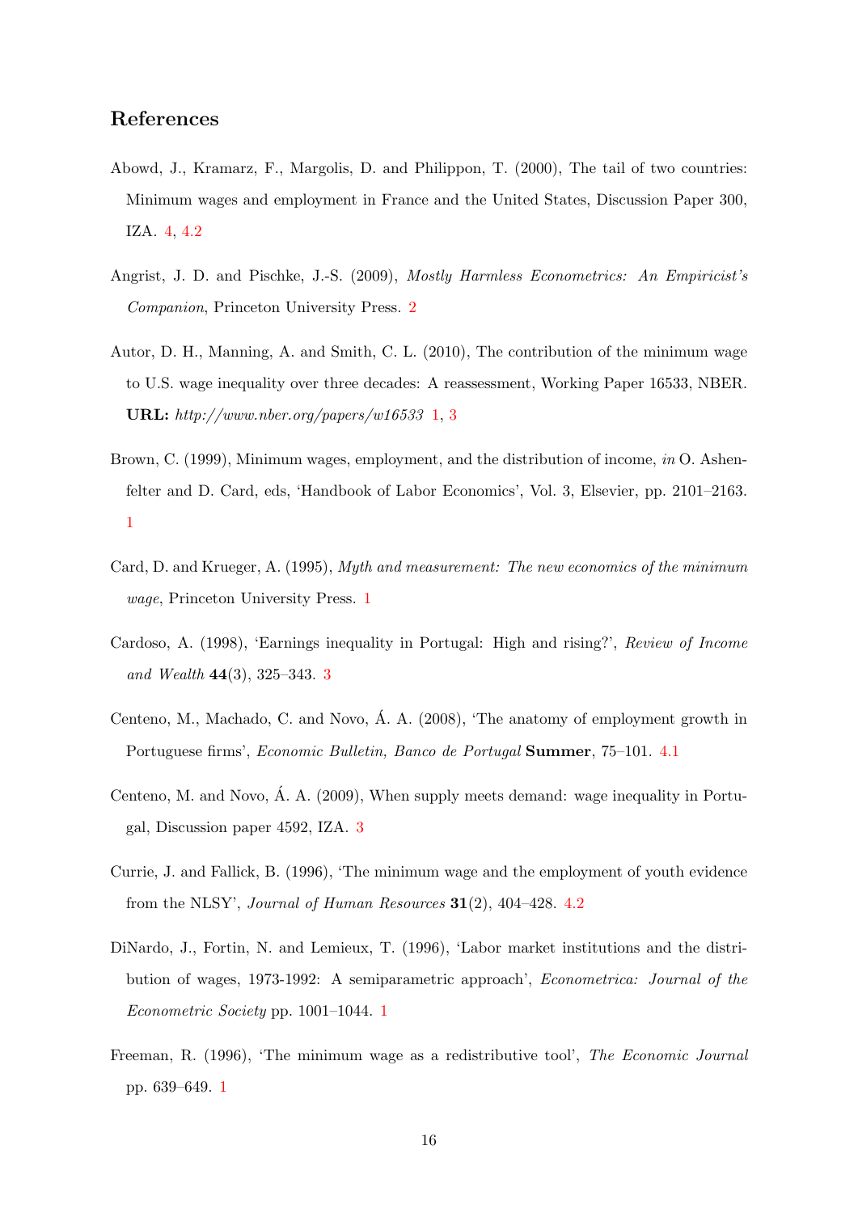## References

Abowd, J., Kramarz, F., Margolis, D. and Philippon, T. (2000), The tail of two countries: Minimum wages and employment in France and the United States, Discussion Paper 300, IZA. 4, 4.2

Angrist, J. D. and Pischke, J.-S. (2009), *Mostly Harmless Econometrics: An Empiricist's Companion*, Princeton University Press. 2

Autor, D. H., Manning, A. and Smith, C. L. (2010), The contribution of the minimum wage to U.S. wage inequality over three decades: A reassessment, Working Paper 16533, NBER. **URL:** *http://www.nber.org/papers/w16533* 1, 3

Brown, C. (1999), Minimum wages, employment, and the distribution of income, *in* O. Ashenfelter and D. Card, eds, 'Handbook of Labor Economics', Vol. 3, Elsevier, pp. 2101–2163. 1

Card, D. and Krueger, A. (1995), *Myth and measurement: The new economics of the minimum wage*, Princeton University Press. 1

Cardoso, A. (1998), 'Earnings inequality in Portugal: High and rising?', *Review of Income and Wealth* **44**(3), 325–343. 3

Centeno, M., Machado, C. and Novo, Á. A. (2008), 'The anatomy of employment growth in Portuguese firms', *Economic Bulletin, Banco de Portugal* **Summer**, 75–101. 4.1

Centeno, M. and Novo, Á. A. (2009), When supply meets demand: wage inequality in Portugal, Discussion paper 4592, IZA. 3

Currie, J. and Fallick, B. (1996), 'The minimum wage and the employment of youth evidence from the NLSY', *Journal of Human Resources* **31**(2), 404–428. 4.2

DiNardo, J., Fortin, N. and Lemieux, T. (1996), 'Labor market institutions and the distribution of wages, 1973-1992: A semiparametric approach', *Econometrica: Journal of the Econometric Society* pp. 1001–1044. 1

Freeman, R. (1996), 'The minimum wage as a redistributive tool', *The Economic Journal* pp. 639–649. 1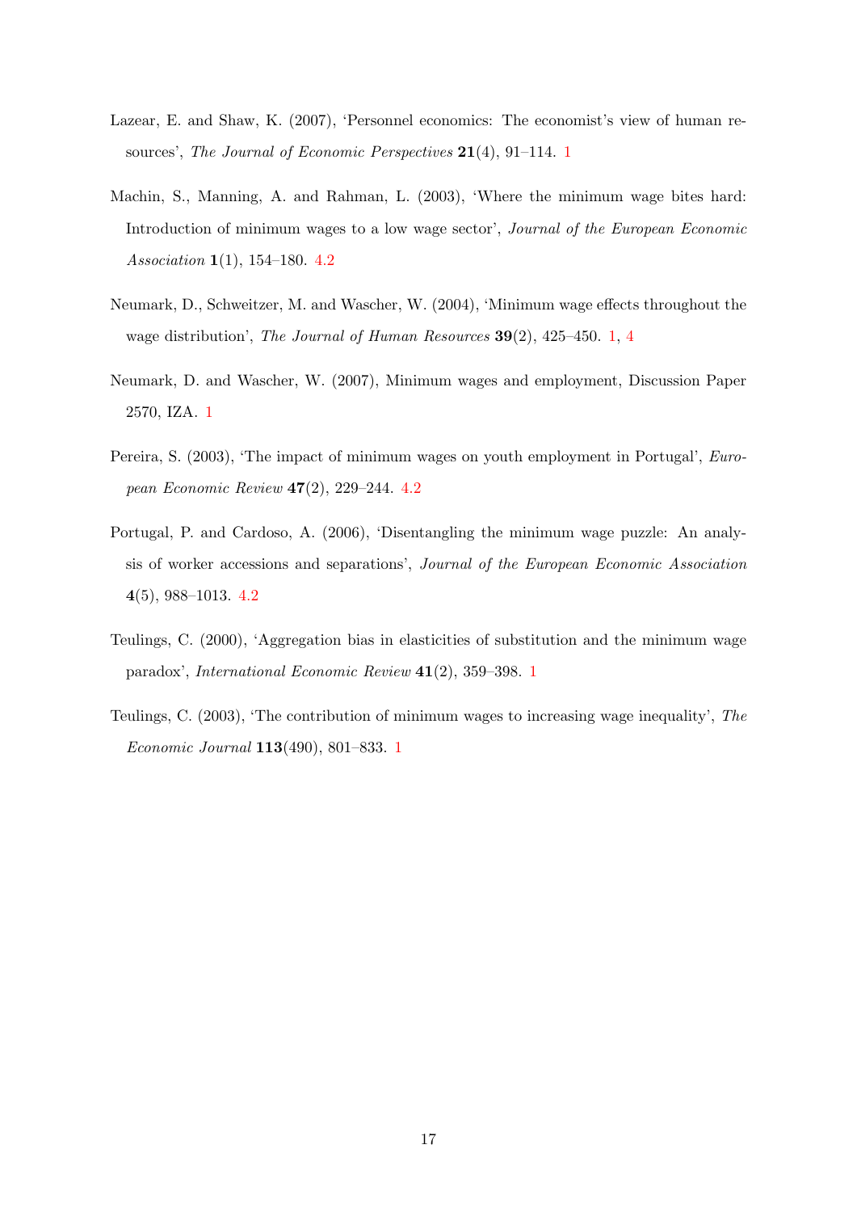Lazear, E. and Shaw, K. (2007), 'Personnel economics: The economist's view of human resources', *The Journal of Economic Perspectives* **21**(4), 91–114. 1

Machin, S., Manning, A. and Rahman, L. (2003), 'Where the minimum wage bites hard: Introduction of minimum wages to a low wage sector', *Journal of the European Economic Association* **1**(1), 154–180. 4.2

Neumark, D., Schweitzer, M. and Wascher, W. (2004), 'Minimum wage effects throughout the wage distribution', *The Journal of Human Resources* **39**(2), 425–450. 1, 4

Neumark, D. and Wascher, W. (2007), Minimum wages and employment, Discussion Paper 2570, IZA. 1

Pereira, S. (2003), 'The impact of minimum wages on youth employment in Portugal', *European Economic Review* **47**(2), 229–244. 4.2

Portugal, P. and Cardoso, A. (2006), 'Disentangling the minimum wage puzzle: An analysis of worker accessions and separations', *Journal of the European Economic Association* **4**(5), 988–1013. 4.2

Teulings, C. (2000), 'Aggregation bias in elasticities of substitution and the minimum wage paradox', *International Economic Review* **41**(2), 359–398. 1

Teulings, C. (2003), 'The contribution of minimum wages to increasing wage inequality', *The Economic Journal* **113**(490), 801–833. 1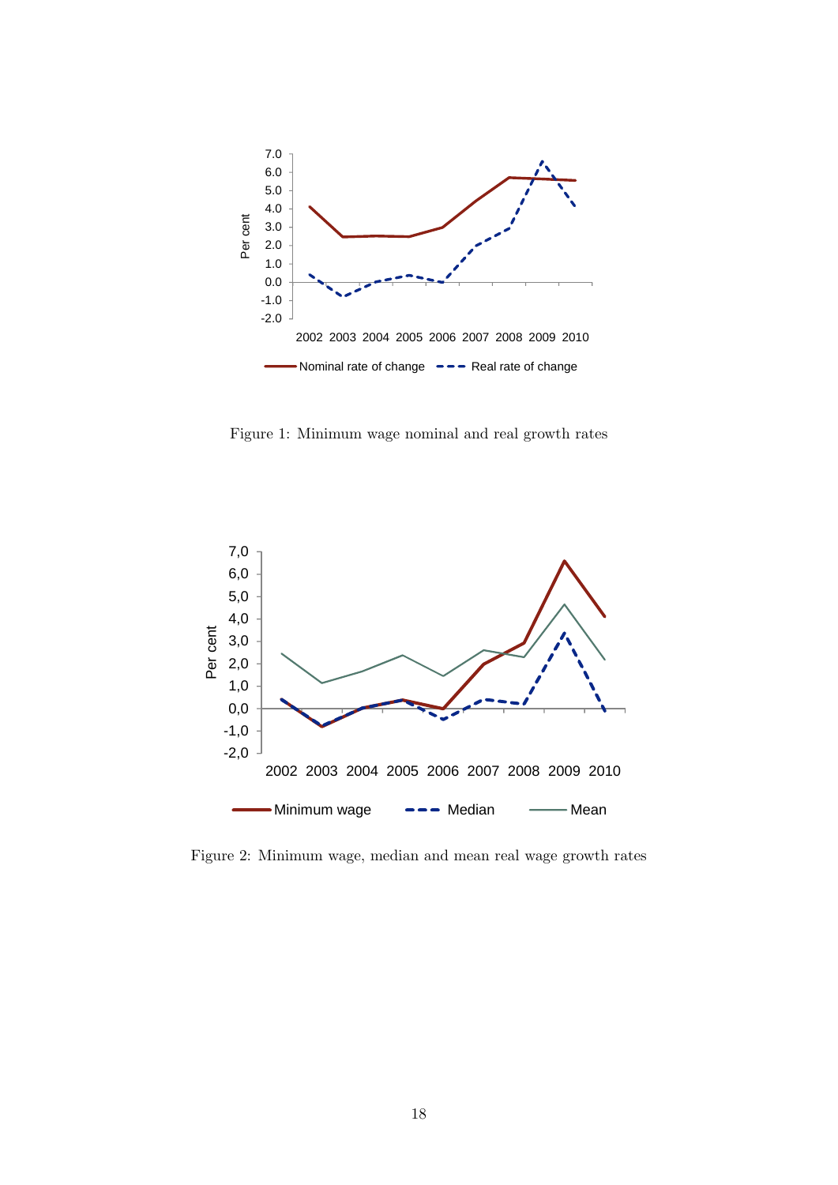Figure 1: Minimum wage nominal and real growth rates

Figure 2: Minimum wage, median and mean real wage growth rates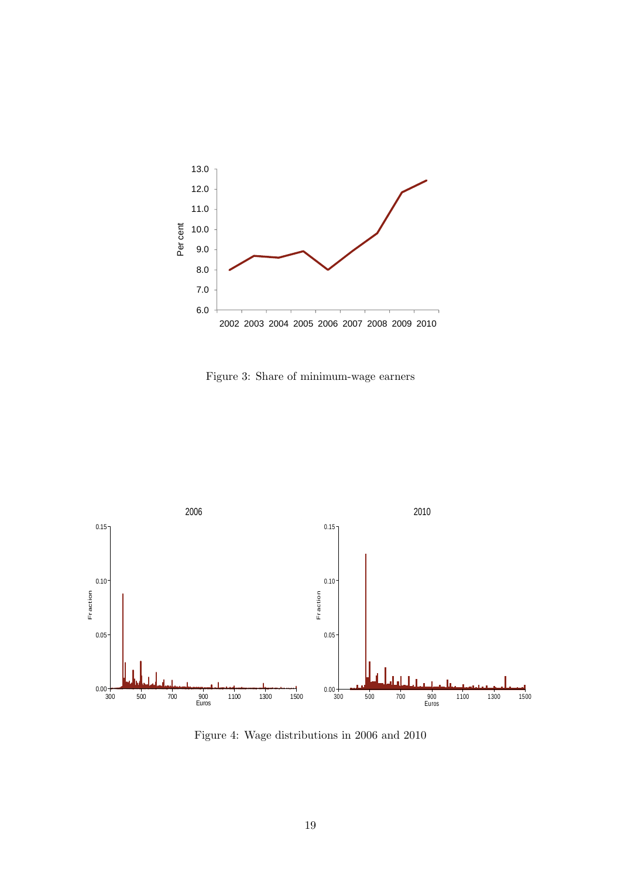Figure 3: Share of minimum-wage earners

Figure 4: Wage distributions in 2006 and 2010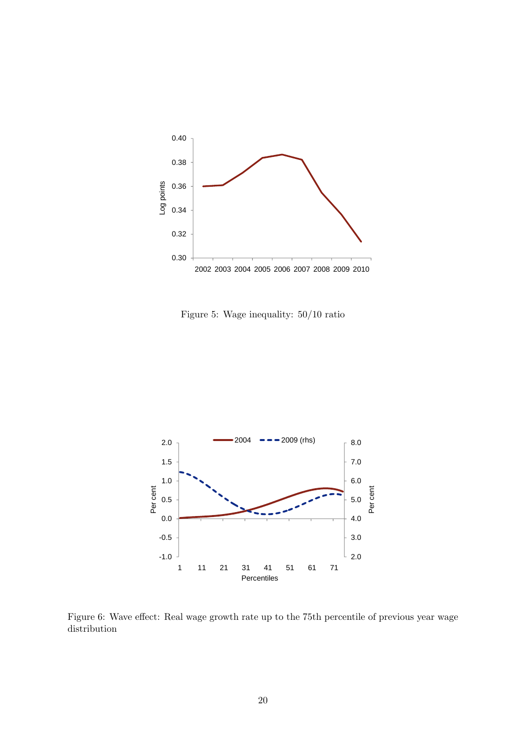Figure 5: Wage inequality: 50/10 ratio

Figure 6: Wave effect: Real wage growth rate up to the 75th percentile of previous year wage distribution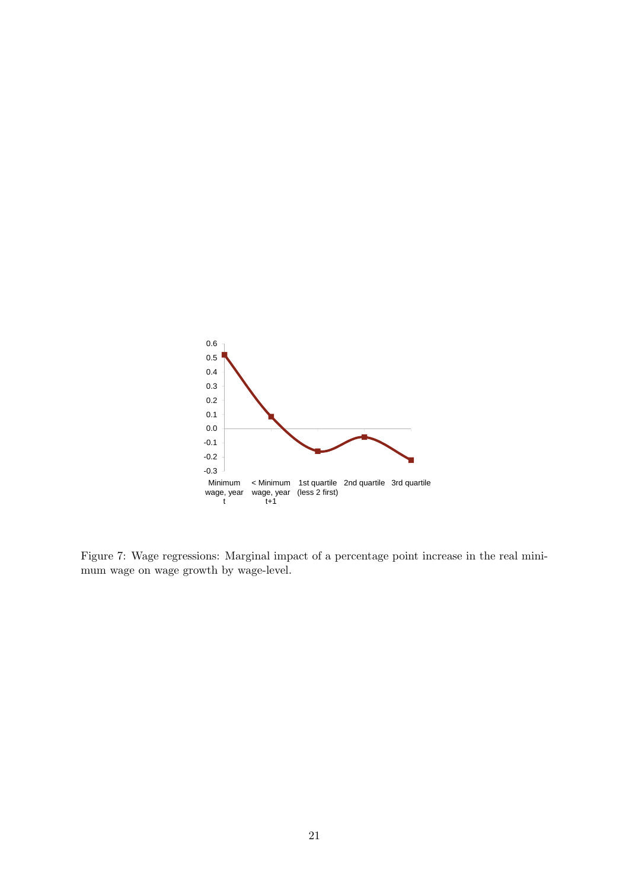Figure 7: Wage regressions: Marginal impact of a percentage point increase in the real minimum wage on wage growth by wage-level.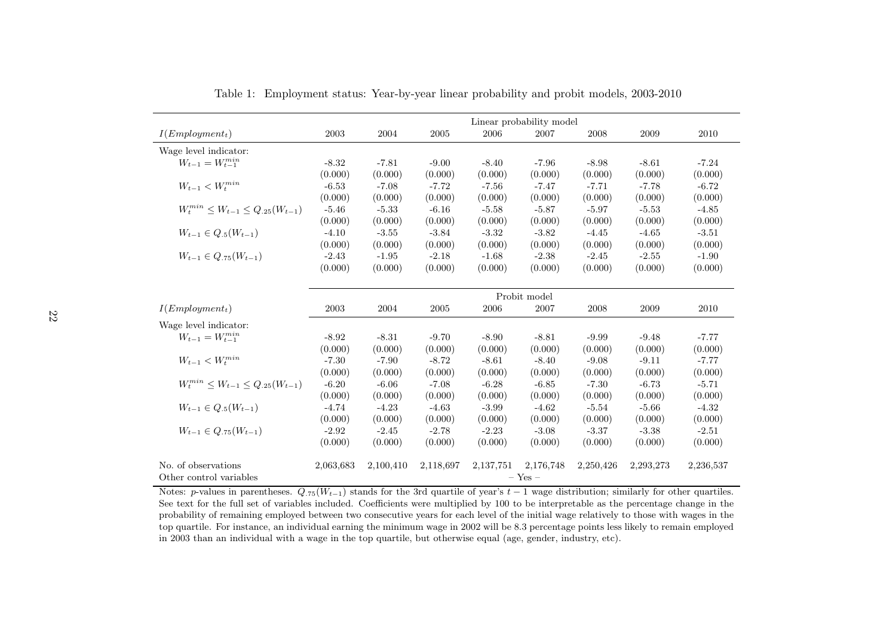Table 1: Employment status: Year-by-year linear probability and probit models, 2003-2010

| | Linear probability model | | | | | | | |
|---|---|---|---|---|---|---|---|---|
| $I(Employment_t)$ | 2003 | 2004 | 2005 | 2006 | 2007 | 2008 | 2009 | 2010 |
| Wage level indicator: | | | | | | | | |
| $W_{t-1} = W_{t-1}^{min}$ | -8.32 | -7.81 | -9.00 | -8.40 | -7.96 | -8.98 | -8.61 | -7.24 |
| | (0.000) | (0.000) | (0.000) | (0.000) | (0.000) | (0.000) | (0.000) | (0.000) |
| $W_{t-1} < W_t^{min}$ | -6.53 | -7.08 | -7.72 | -7.56 | -7.47 | -7.71 | -7.78 | -6.72 |
| | (0.000) | (0.000) | (0.000) | (0.000) | (0.000) | (0.000) | (0.000) | (0.000) |
| $W_t^{min} \leq W_{t-1} \leq Q_{.25}(W_{t-1})$ | -5.46 | -5.33 | -6.16 | -5.58 | -5.87 | -5.97 | -5.53 | -4.85 |
| | (0.000) | (0.000) | (0.000) | (0.000) | (0.000) | (0.000) | (0.000) | (0.000) |
| $W_{t-1} \in Q_{.5}(W_{t-1})$ | -4.10 | -3.55 | -3.84 | -3.32 | -3.82 | -4.45 | -4.65 | -3.51 |
| | (0.000) | (0.000) | (0.000) | (0.000) | (0.000) | (0.000) | (0.000) | (0.000) |
| $W_{t-1} \in Q_{.75}(W_{t-1})$ | -2.43 | -1.95 | -2.18 | -1.68 | -2.38 | -2.45 | -2.55 | -1.90 |
| | (0.000) | (0.000) | (0.000) | (0.000) | (0.000) | (0.000) | (0.000) | (0.000) |
| | Probit model | | | | | | | |
| $I(Employment_t)$ | 2003 | 2004 | 2005 | 2006 | 2007 | 2008 | 2009 | 2010 |
| Wage level indicator: | | | | | | | | |
| $W_{t-1} = W_{t-1}^{min}$ | -8.92 | -8.31 | -9.70 | -8.90 | -8.81 | -9.99 | -9.48 | -7.77 |
| | (0.000) | (0.000) | (0.000) | (0.000) | (0.000) | (0.000) | (0.000) | (0.000) |
| $W_{t-1} < W_t^{min}$ | -7.30 | -7.90 | -8.72 | -8.61 | -8.40 | -9.08 | -9.11 | -7.77 |
| | (0.000) | (0.000) | (0.000) | (0.000) | (0.000) | (0.000) | (0.000) | (0.000) |
| $W_t^{min} \leq W_{t-1} \leq Q_{.25}(W_{t-1})$ | -6.20 | -6.06 | -7.08 | -6.28 | -6.85 | -7.30 | -6.73 | -5.71 |
| | (0.000) | (0.000) | (0.000) | (0.000) | (0.000) | (0.000) | (0.000) | (0.000) |
| $W_{t-1} \in Q_{.5}(W_{t-1})$ | -4.74 | -4.23 | -4.63 | -3.99 | -4.62 | -5.54 | -5.66 | -4.32 |
| | (0.000) | (0.000) | (0.000) | (0.000) | (0.000) | (0.000) | (0.000) | (0.000) |
| $W_{t-1} \in Q_{.75}(W_{t-1})$ | -2.92 | -2.45 | -2.78 | -2.23 | -3.08 | -3.37 | -3.38 | -2.51 |
| | (0.000) | (0.000) | (0.000) | (0.000) | (0.000) | (0.000) | (0.000) | (0.000) |
| No. of observations | 2,063,683 | 2,100,410 | 2,118,697 | 2,137,751 | 2,176,748 | 2,250,426 | 2,293,273 | 2,236,537 |
| Other control variables | – Yes – | | | | | | | |

Notes: $p$-values in parentheses. $Q_{.75}(W_{t-1})$ stands for the 3rd quartile of year's $t-1$ wage distribution; similarly for other quartiles. See text for the full set of variables included. Coefficients were multiplied by 100 to be interpretable as the percentage change in the probability of remaining employed between two consecutive years for each level of the initial wage relatively to those with wages in the top quartile. For instance, an individual earning the minimum wage in 2002 will be 8.3 percentage points less likely to remain employed in 2003 than an individual with a wage in the top quartile, but otherwise equal (age, gender, industry, etc).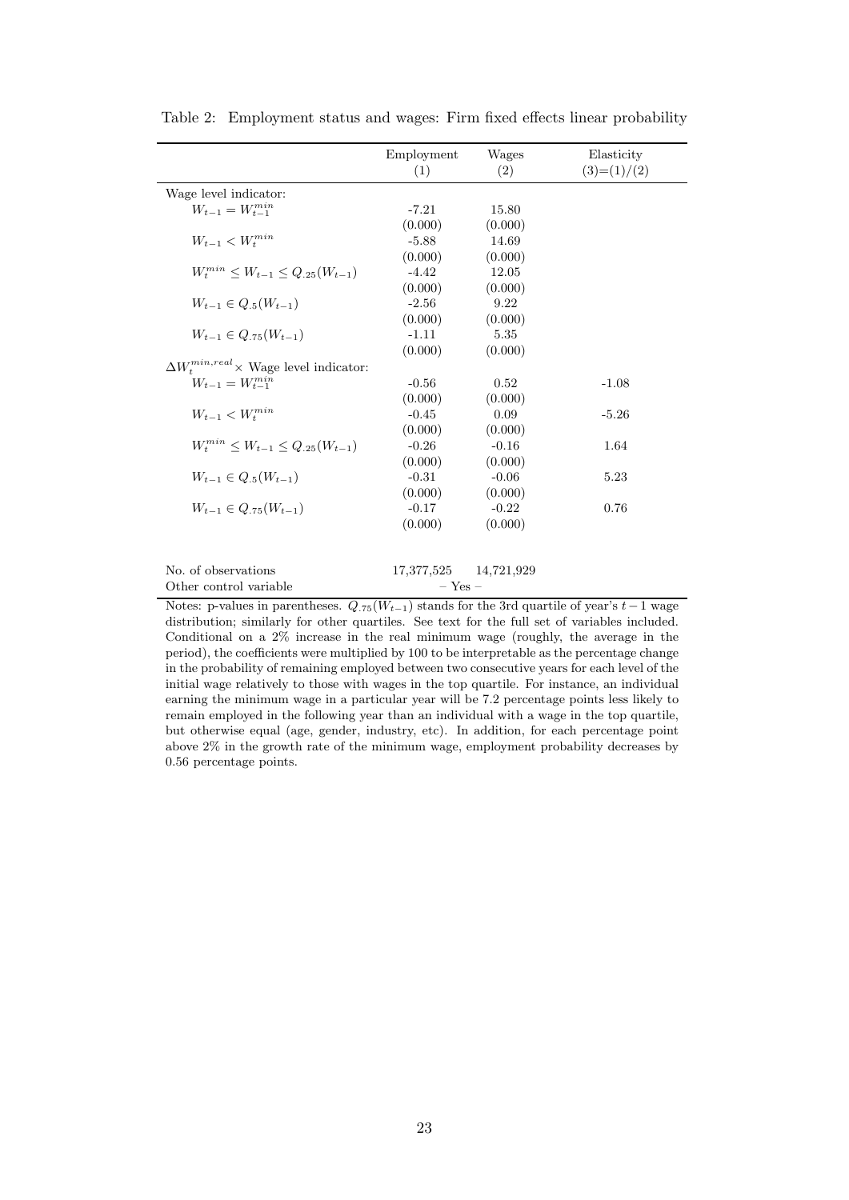Table 2: Employment status and wages: Firm fixed effects linear probability

| | Employment (1) | Wages (2) | Elasticity (3)=(1)/(2) |
|---|---|---|---|
| Wage level indicator: | | | |
| $W_{t-1} = W_{t-1}^{min}$ | -7.21 | 15.80 | |
| | (0.000) | (0.000) | |
| $W_{t-1} < W_t^{min}$ | -5.88 | 14.69 | |
| | (0.000) | (0.000) | |
| $W_t^{min} \leq W_{t-1} \leq Q_{.25}(W_{t-1})$ | -4.42 | 12.05 | |
| | (0.000) | (0.000) | |
| $W_{t-1} \in Q_{.5}(W_{t-1})$ | -2.56 | 9.22 | |
| | (0.000) | (0.000) | |
| $W_{t-1} \in Q_{.75}(W_{t-1})$ | -1.11 | 5.35 | |
| | (0.000) | (0.000) | |
| $\Delta W_t^{min,real} \times$ Wage level indicator: | | | |
| $W_{t-1} = W_{t-1}^{min}$ | -0.56 | 0.52 | -1.08 |
| | (0.000) | (0.000) | |
| $W_{t-1} < W_t^{min}$ | -0.45 | 0.09 | -5.26 |
| | (0.000) | (0.000) | |
| $W_t^{min} \leq W_{t-1} \leq Q_{.25}(W_{t-1})$ | -0.26 | -0.16 | 1.64 |
| | (0.000) | (0.000) | |
| $W_{t-1} \in Q_{.5}(W_{t-1})$ | -0.31 | -0.06 | 5.23 |
| | (0.000) | (0.000) | |
| $W_{t-1} \in Q_{.75}(W_{t-1})$ | -0.17 | -0.22 | 0.76 |
| | (0.000) | (0.000) | |
| No. of observations | 17,377,525 | 14,721,929 | |
| Other control variable | – Yes – | | |

Notes: p-values in parentheses. $Q_{.75}(W_{t-1})$ stands for the 3rd quartile of year's $t-1$ wage distribution; similarly for other quartiles. See text for the full set of variables included. Conditional on a 2% increase in the real minimum wage (roughly, the average in the period), the coefficients were multiplied by 100 to be interpretable as the percentage change in the probability of remaining employed between two consecutive years for each level of the initial wage relatively to those with wages in the top quartile. For instance, an individual earning the minimum wage in a particular year will be 7.2 percentage points less likely to remain employed in the following year than an individual with a wage in the top quartile, but otherwise equal (age, gender, industry, etc). In addition, for each percentage point above 2% in the growth rate of the minimum wage, employment probability decreases by 0.56 percentage points.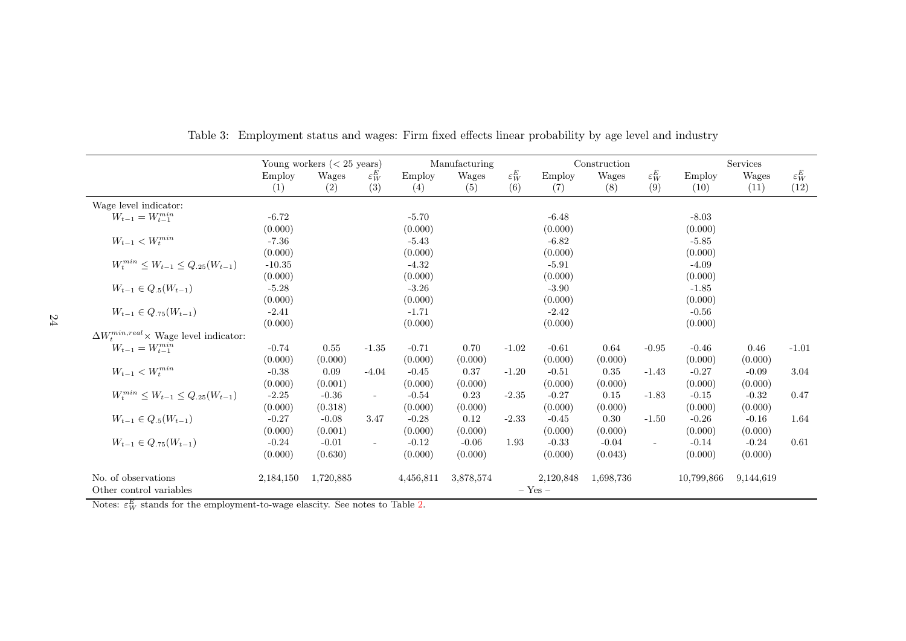Table 3: Employment status and wages: Firm fixed effects linear probability by age level and industry

| | Young workers (< 25 years) | | | Manufacturing | | | Construction | | | Services | | |
|---|---|---|---|---|---|---|---|---|---|---|---|---|
| | Employ | Wages | $\varepsilon_W^E$ | Employ | Wages | $\varepsilon_W^E$ | Employ | Wages | $\varepsilon_W^E$ | Employ | Wages | $\varepsilon_W^E$ |
| | (1) | (2) | (3) | (4) | (5) | (6) | (7) | (8) | (9) | (10) | (11) | (12) |
| Wage level indicator: | | | | | | | | | | | | |
| $W_{t-1} = W_{t-1}^{min}$ | -6.72 | | | -5.70 | | | -6.48 | | | -8.03 | | |
| | (0.000) | | | (0.000) | | | (0.000) | | | (0.000) | | |
| $W_{t-1} < W_t^{min}$ | -7.36 | | | -5.43 | | | -6.82 | | | -5.85 | | |
| | (0.000) | | | (0.000) | | | (0.000) | | | (0.000) | | |
| $W_t^{min} \leq W_{t-1} \leq Q_{.25}(W_{t-1})$ | -10.35 | | | -4.32 | | | -5.91 | | | -4.09 | | |
| | (0.000) | | | (0.000) | | | (0.000) | | | (0.000) | | |
| $W_{t-1} \in Q_{.5}(W_{t-1})$ | -5.28 | | | -3.26 | | | -3.90 | | | -1.85 | | |
| | (0.000) | | | (0.000) | | | (0.000) | | | (0.000) | | |
| $W_{t-1} \in Q_{.75}(W_{t-1})$ | -2.41 | | | -1.71 | | | -2.42 | | | -0.56 | | |
| | (0.000) | | | (0.000) | | | (0.000) | | | (0.000) | | |
| $\Delta W_t^{min,real} \times$ Wage level indicator: | | | | | | | | | | | | |
| $W_{t-1} = W_{t-1}^{min}$ | -0.74 | 0.55 | -1.35 | -0.71 | 0.70 | -1.02 | -0.61 | 0.64 | -0.95 | -0.46 | 0.46 | -1.01 |
| | (0.000) | (0.000) | | (0.000) | (0.000) | | (0.000) | (0.000) | | (0.000) | (0.000) | |
| $W_{t-1} < W_t^{min}$ | -0.38 | 0.09 | -4.04 | -0.45 | 0.37 | -1.20 | -0.51 | 0.35 | -1.43 | -0.27 | -0.09 | 3.04 |
| | (0.000) | (0.001) | | (0.000) | (0.000) | | (0.000) | (0.000) | | (0.000) | (0.000) | |
| $W_t^{min} \leq W_{t-1} \leq Q_{.25}(W_{t-1})$ | -2.25 | -0.36 | - | -0.54 | 0.23 | -2.35 | -0.27 | 0.15 | -1.83 | -0.15 | -0.32 | 0.47 |
| | (0.000) | (0.318) | | (0.000) | (0.000) | | (0.000) | (0.000) | | (0.000) | (0.000) | |
| $W_{t-1} \in Q_{.5}(W_{t-1})$ | -0.27 | -0.08 | 3.47 | -0.28 | 0.12 | -2.33 | -0.45 | 0.30 | -1.50 | -0.26 | -0.16 | 1.64 |
| | (0.000) | (0.001) | | (0.000) | (0.000) | | (0.000) | (0.000) | | (0.000) | (0.000) | |
| $W_{t-1} \in Q_{.75}(W_{t-1})$ | -0.24 | -0.01 | - | -0.12 | -0.06 | 1.93 | -0.33 | -0.04 | - | -0.14 | -0.24 | 0.61 |
| | (0.000) | (0.630) | | (0.000) | (0.000) | | (0.000) | (0.043) | | (0.000) | (0.000) | |
| No. of observations | 2,184,150 | 1,720,885 | | 4,456,811 | 3,878,574 | | 2,120,848 | 1,698,736 | | 10,799,866 | 9,144,619 | |
| Other control variables | – Yes – | | | | | | | | | | | |

Notes: $\varepsilon_W^E$ stands for the employment-to-wage elascity. See notes to Table 2.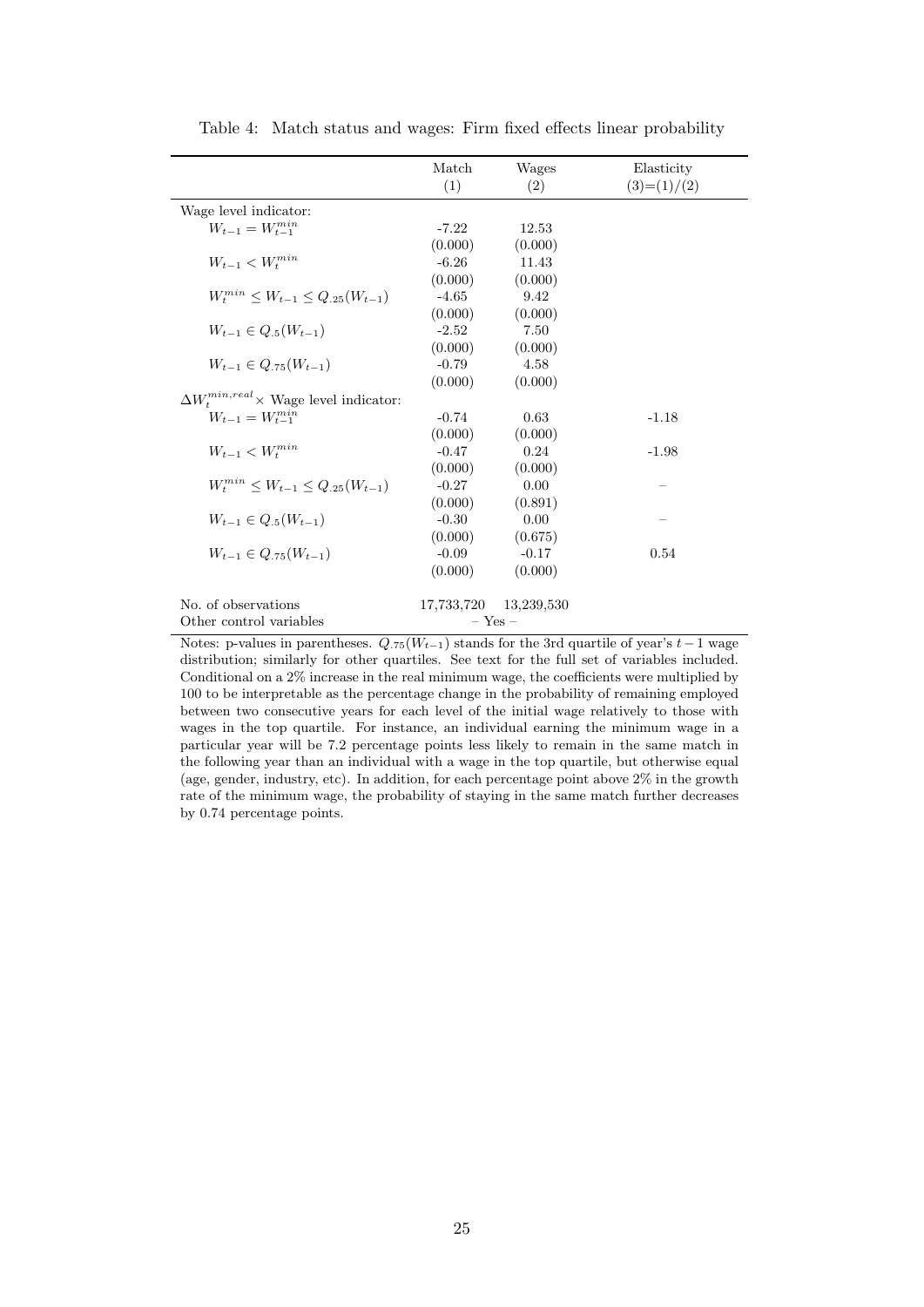Table 4: Match status and wages: Firm fixed effects linear probability

| | Match (1) | Wages (2) | Elasticity (3)=(1)/(2) |
|---|---|---|---|
| Wage level indicator: | | | |
| $W_{t-1} = W_{t-1}^{min}$ | -7.22 | 12.53 | |
| | (0.000) | (0.000) | |
| $W_{t-1} < W_t^{min}$ | -6.26 | 11.43 | |
| | (0.000) | (0.000) | |
| $W_t^{min} \leq W_{t-1} \leq Q_{.25}(W_{t-1})$ | -4.65 | 9.42 | |
| | (0.000) | (0.000) | |
| $W_{t-1} \in Q_{.5}(W_{t-1})$ | -2.52 | 7.50 | |
| | (0.000) | (0.000) | |
| $W_{t-1} \in Q_{.75}(W_{t-1})$ | -0.79 | 4.58 | |
| | (0.000) | (0.000) | |
| $\Delta W_t^{min,real} \times$ Wage level indicator: | | | |
| $W_{t-1} = W_{t-1}^{min}$ | -0.74 | 0.63 | -1.18 |
| | (0.000) | (0.000) | |
| $W_{t-1} < W_t^{min}$ | -0.47 | 0.24 | -1.98 |
| | (0.000) | (0.000) | |
| $W_t^{min} \leq W_{t-1} \leq Q_{.25}(W_{t-1})$ | -0.27 | 0.00 | – |
| | (0.000) | (0.891) | |
| $W_{t-1} \in Q_{.5}(W_{t-1})$ | -0.30 | 0.00 | – |
| | (0.000) | (0.675) | |
| $W_{t-1} \in Q_{.75}(W_{t-1})$ | -0.09 | -0.17 | 0.54 |
| | (0.000) | (0.000) | |
| No. of observations | 17,733,720 | 13,239,530 | |
| Other control variables | – Yes – | | |

Notes: p-values in parentheses. $Q_{.75}(W_{t-1})$ stands for the 3rd quartile of year's $t-1$ wage distribution; similarly for other quartiles. See text for the full set of variables included. Conditional on a 2% increase in the real minimum wage, the coefficients were multiplied by 100 to be interpretable as the percentage change in the probability of remaining employed between two consecutive years for each level of the initial wage relatively to those with wages in the top quartile. For instance, an individual earning the minimum wage in a particular year will be 7.2 percentage points less likely to remain in the same match in the following year than an individual with a wage in the top quartile, but otherwise equal (age, gender, industry, etc). In addition, for each percentage point above 2% in the growth rate of the minimum wage, the probability of staying in the same match further decreases by 0.74 percentage points.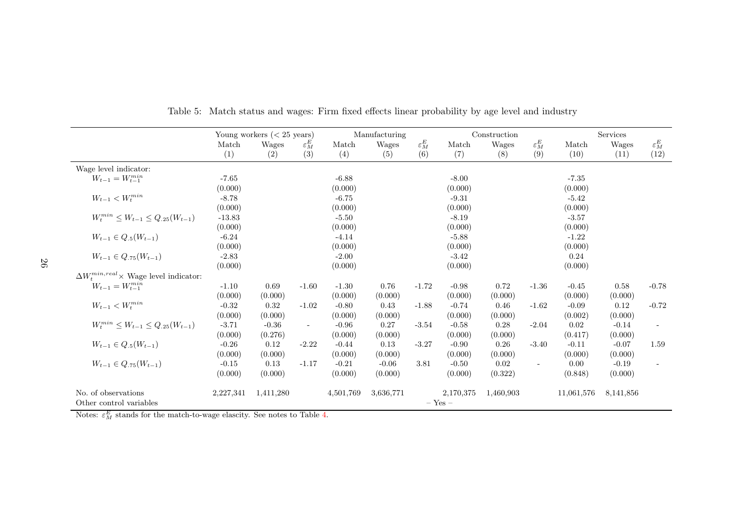Table 5: Match status and wages: Firm fixed effects linear probability by age level and industry

| | Young workers (< 25 years) | | | Manufacturing | | | Construction | | | Services | | |
|---|---|---|---|---|---|---|---|---|---|---|---|---|
| | Match | Wages | $\varepsilon_M^E$ | Match | Wages | $\varepsilon_M^E$ | Match | Wages | $\varepsilon_M^E$ | Match | Wages | $\varepsilon_M^E$ |
| | (1) | (2) | (3) | (4) | (5) | (6) | (7) | (8) | (9) | (10) | (11) | (12) |
| Wage level indicator: | | | | | | | | | | | | |
| $W_{t-1} = W_{t-1}^{min}$ | -7.65 | | | -6.88 | | | -8.00 | | | -7.35 | | |
| | (0.000) | | | (0.000) | | | (0.000) | | | (0.000) | | |
| $W_{t-1} < W_t^{min}$ | -8.78 | | | -6.75 | | | -9.31 | | | -5.42 | | |
| | (0.000) | | | (0.000) | | | (0.000) | | | (0.000) | | |
| $W_t^{min} \leq W_{t-1} \leq Q_{.25}(W_{t-1})$ | -13.83 | | | -5.50 | | | -8.19 | | | -3.57 | | |
| | (0.000) | | | (0.000) | | | (0.000) | | | (0.000) | | |
| $W_{t-1} \in Q_{.5}(W_{t-1})$ | -6.24 | | | -4.14 | | | -5.88 | | | -1.22 | | |
| | (0.000) | | | (0.000) | | | (0.000) | | | (0.000) | | |
| $W_{t-1} \in Q_{.75}(W_{t-1})$ | -2.83 | | | -2.00 | | | -3.42 | | | 0.24 | | |
| | (0.000) | | | (0.000) | | | (0.000) | | | (0.000) | | |
| $\Delta W_t^{min,real} \times$ Wage level indicator: | | | | | | | | | | | | |
| $W_{t-1} = W_{t-1}^{min}$ | -1.10 | 0.69 | -1.60 | -1.30 | 0.76 | -1.72 | -0.98 | 0.72 | -1.36 | -0.45 | 0.58 | -0.78 |
| | (0.000) | (0.000) | | (0.000) | (0.000) | | (0.000) | (0.000) | | (0.000) | (0.000) | |
| $W_{t-1} < W_t^{min}$ | -0.32 | 0.32 | -1.02 | -0.80 | 0.43 | -1.88 | -0.74 | 0.46 | -1.62 | -0.09 | 0.12 | -0.72 |
| | (0.000) | (0.000) | | (0.000) | (0.000) | | (0.000) | (0.000) | | (0.002) | (0.000) | |
| $W_t^{min} \leq W_{t-1} \leq Q_{.25}(W_{t-1})$ | -3.71 | -0.36 | - | -0.96 | 0.27 | -3.54 | -0.58 | 0.28 | -2.04 | 0.02 | -0.14 | - |
| | (0.000) | (0.276) | | (0.000) | (0.000) | | (0.000) | (0.000) | | (0.417) | (0.000) | |
| $W_{t-1} \in Q_{.5}(W_{t-1})$ | -0.26 | 0.12 | -2.22 | -0.44 | 0.13 | -3.27 | -0.90 | 0.26 | -3.40 | -0.11 | -0.07 | 1.59 |
| | (0.000) | (0.000) | | (0.000) | (0.000) | | (0.000) | (0.000) | | (0.000) | (0.000) | |
| $W_{t-1} \in Q_{.75}(W_{t-1})$ | -0.15 | 0.13 | -1.17 | -0.21 | -0.06 | 3.81 | -0.50 | 0.02 | - | 0.00 | -0.19 | - |
| | (0.000) | (0.000) | | (0.000) | (0.000) | | (0.000) | (0.322) | | (0.848) | (0.000) | |
| No. of observations | 2,227,341 | 1,411,280 | | 4,501,769 | 3,636,771 | | 2,170,375 | 1,460,903 | | 11,061,576 | 8,141,856 | |
| Other control variables | | | | | | | – Yes – | | | | | |

Notes: $\varepsilon_M^E$ stands for the match-to-wage elascity. See notes to Table 4.